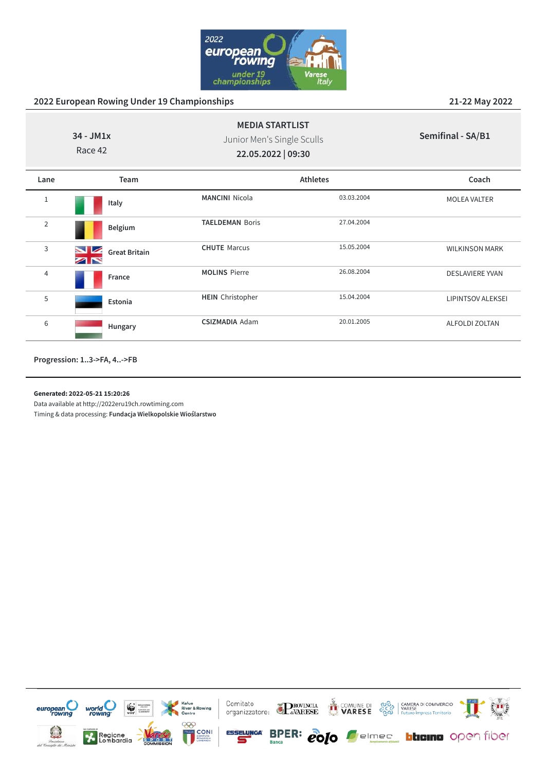2022 European Rowing Under 19 Championships

21-22 May 2022

34 - JM1x
Race 42

**MEDIA STARTLIST**
Junior Men's Single Sculls
**22.05.2022 | 09:30**

**Semifinal - SA/B1**

| Lane | Team | Athletes | | Coach |
|---|---|---|---|---|
| 1 | **Italy** | **MANCINI** Nicola | 03.03.2004 | MOLEA VALTER |
| 2 | **Belgium** | **TAELDEMAN** Boris | 27.04.2004 | |
| 3 | **Great Britain** | **CHUTE** Marcus | 15.05.2004 | WILKINSON MARK |
| 4 | **France** | **MOLINS** Pierre | 26.08.2004 | DESLAVIERE YVAN |
| 5 | **Estonia** | **HEIN** Christopher | 15.04.2004 | LIPINTSOV ALEKSEI |
| 6 | **Hungary** | **CSIZMADIA** Adam | 20.01.2005 | ALFOLDI ZOLTAN |

**Progression: 1..3->FA, 4..->FB**

**Generated: 2022-05-21 15:20:26**
Data available at http://2022eru19ch.rowtiming.com
Timing & data processing: **Fundacja Wielkopolskie Wioślarstwo**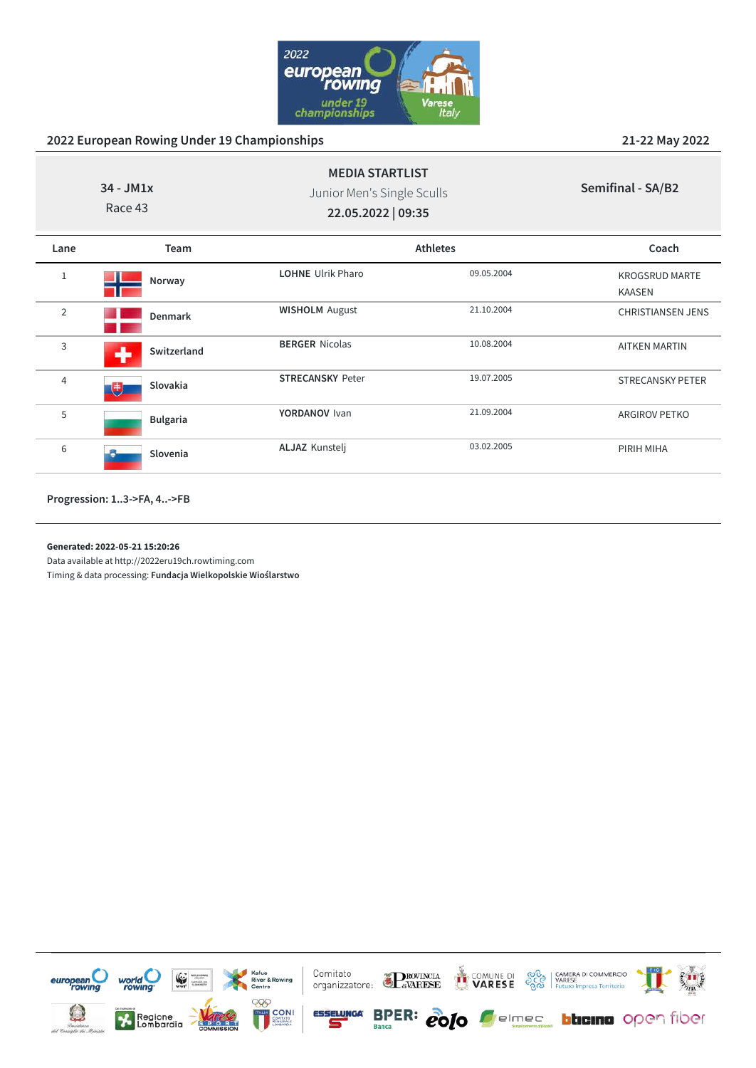2022 European Rowing Under 19 Championships

21-22 May 2022

34 - JM1x
Race 43

## MEDIA STARTLIST

Junior Men's Single Sculls

**22.05.2022 | 09:35**

**Semifinal - SA/B2**

| Lane | Team | Athletes | | Coach |
|---|---|---|---|---|
| 1 | Norway | **LOHNE** Ulrik Pharo | 09.05.2004 | KROGSRUD MARTE KAASEN |
| 2 | Denmark | **WISHOLM** August | 21.10.2004 | CHRISTIANSEN JENS |
| 3 | Switzerland | **BERGER** Nicolas | 10.08.2004 | AITKEN MARTIN |
| 4 | Slovakia | **STRECANSKY** Peter | 19.07.2005 | STRECANSKY PETER |
| 5 | Bulgaria | **YORDANOV** Ivan | 21.09.2004 | ARGIROV PETKO |
| 6 | Slovenia | **ALJAZ** Kunstelj | 03.02.2005 | PIRIH MIHA |

**Progression: 1..3->FA, 4..->FB**

**Generated: 2022-05-21 15:20:26**
Data available at http://2022eru19ch.rowtiming.com
Timing & data processing: **Fundacja Wielkopolskie Wioślarstwo**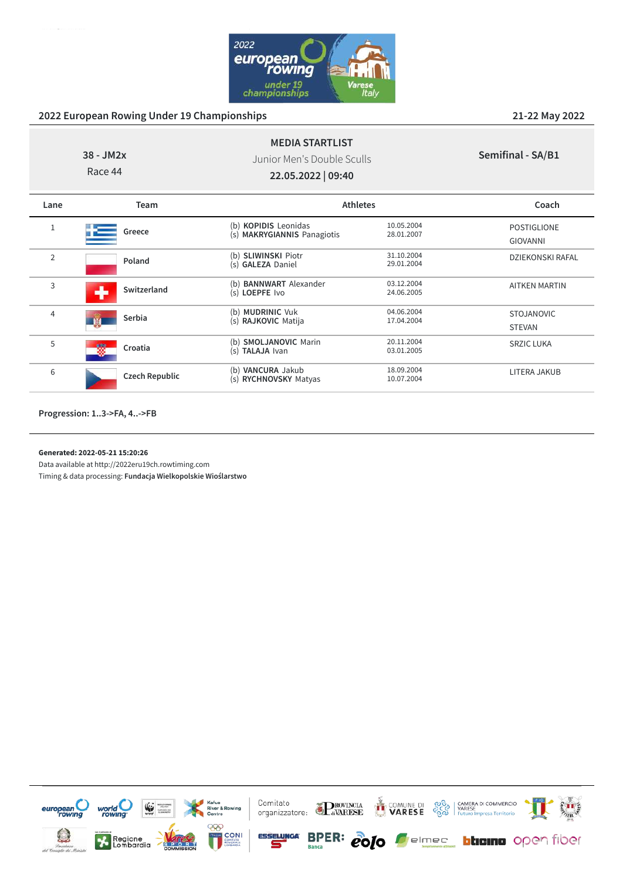## 2022 European Rowing Under 19 Championships

21-22 May 2022

**MEDIA STARTLIST**

38 - JM2x
Race 44

Junior Men's Double Sculls

**22.05.2022 | 09:40**

**Semifinal - SA/B1**

| Lane | Team | Athletes | | Coach |
|---|---|---|---|---|
| 1 | Greece | (b) **KOPIDIS** Leonidas<br>(s) **MAKRYGIANNIS** Panagiotis | 10.05.2004<br>28.01.2007 | POSTIGLIONE GIOVANNI |
| 2 | Poland | (b) **SLIWINSKI** Piotr<br>(s) **GALEZA** Daniel | 31.10.2004<br>29.01.2004 | DZIEKONSKI RAFAL |
| 3 | Switzerland | (b) **BANNWART** Alexander<br>(s) **LOEPFE** Ivo | 03.12.2004<br>24.06.2005 | AITKEN MARTIN |
| 4 | Serbia | (b) **MUDRINIC** Vuk<br>(s) **RAJKOVIC** Matija | 04.06.2004<br>17.04.2004 | STOJANOVIC STEVAN |
| 5 | Croatia | (b) **SMOLJANOVIC** Marin<br>(s) **TALAJA** Ivan | 20.11.2004<br>03.01.2005 | SRZIC LUKA |
| 6 | Czech Republic | (b) **VANCURA** Jakub<br>(s) **RYCHNOVSKY** Matyas | 18.09.2004<br>10.07.2004 | LITERA JAKUB |

**Progression: 1..3->FA, 4..->FB**

**Generated: 2022-05-21 15:20:26**
Data available at http://2022eru19ch.rowtiming.com
Timing & data processing: **Fundacja Wielkopolskie Wioślarstwo**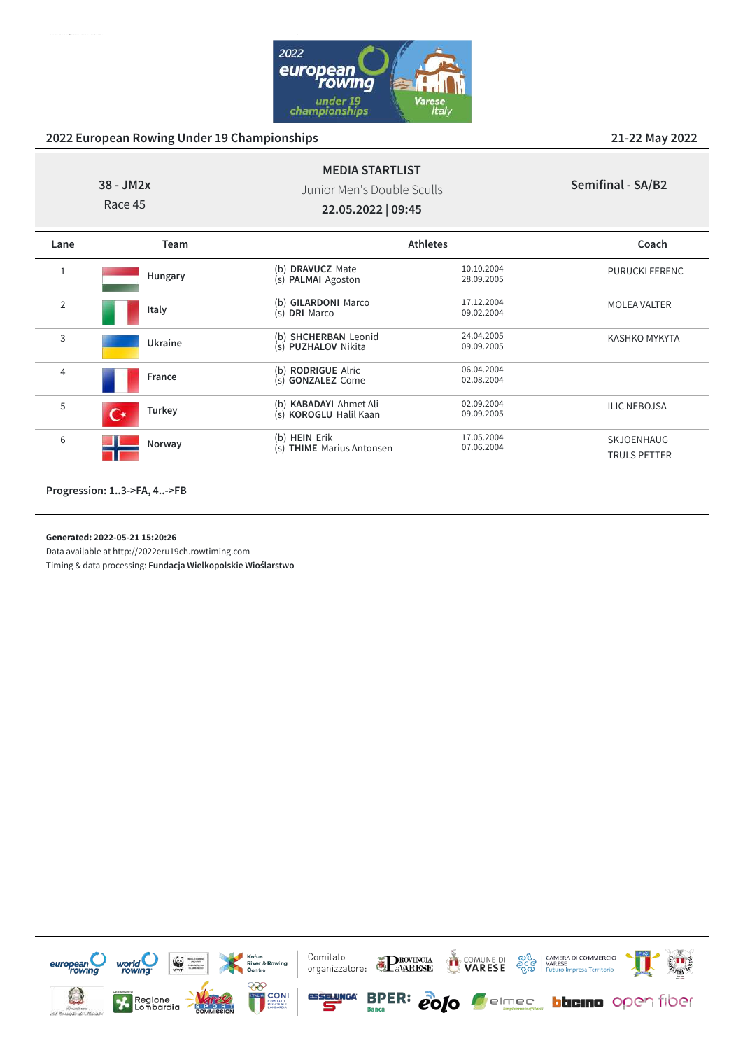## 2022 European Rowing Under 19 Championships

21-22 May 2022

38 - JM2x
Race 45

**MEDIA STARTLIST**
Junior Men's Double Sculls
**22.05.2022 | 09:45**

**Semifinal - SA/B2**

| Lane | Team | Athletes | | Coach |
|---|---|---|---|---|
| 1 | Hungary | (b) **DRAVUCZ** Mate<br>(s) **PALMAI** Agoston | 10.10.2004<br>28.09.2005 | PURUCKI FERENC |
| 2 | Italy | (b) **GILARDONI** Marco<br>(s) **DRI** Marco | 17.12.2004<br>09.02.2004 | MOLEA VALTER |
| 3 | Ukraine | (b) **SHCHERBAN** Leonid<br>(s) **PUZHALOV** Nikita | 24.04.2005<br>09.09.2005 | KASHKO MYKYTA |
| 4 | France | (b) **RODRIGUE** Alric<br>(s) **GONZALEZ** Come | 06.04.2004<br>02.08.2004 | |
| 5 | Turkey | (b) **KABADAYI** Ahmet Ali<br>(s) **KOROGLU** Halil Kaan | 02.09.2004<br>09.09.2005 | ILIC NEBOJSA |
| 6 | Norway | (b) **HEIN** Erik<br>(s) **THIME** Marius Antonsen | 17.05.2004<br>07.06.2004 | SKJOENHAUG TRULS PETTER |

**Progression: 1..3->FA, 4..->FB**

**Generated: 2022-05-21 15:20:26**
Data available at http://2022eru19ch.rowtiming.com
Timing & data processing: **Fundacja Wielkopolskie Wioślarstwo**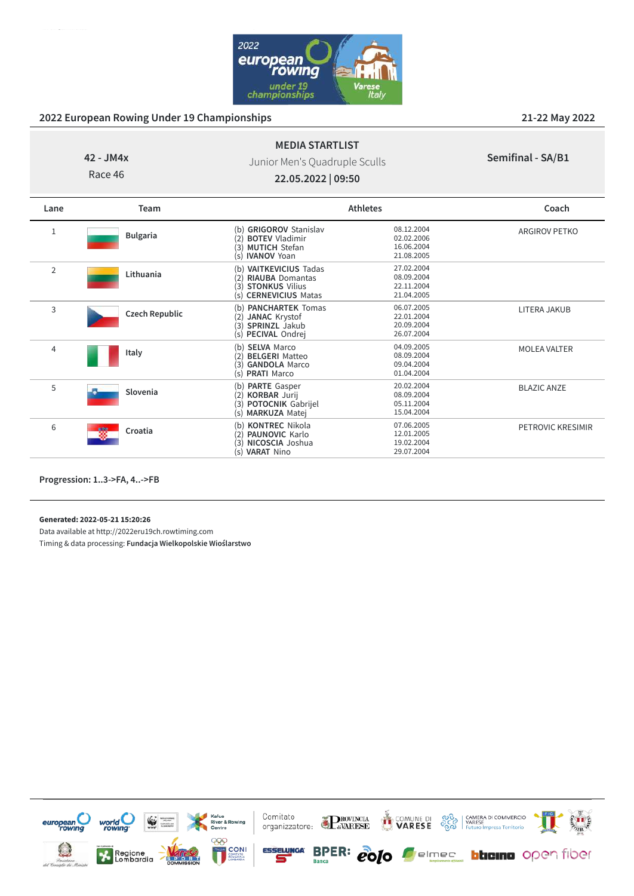## 2022 European Rowing Under 19 Championships

21-22 May 2022

**42 - JM4x**
Race 46

**MEDIA STARTLIST**
Junior Men's Quadruple Sculls
**22.05.2022 | 09:50**

**Semifinal - SA/B1**

| Lane | Team | Athletes | | Coach |
|---|---|---|---|---|
| 1 | Bulgaria | (b) **GRIGOROV** Stanislav<br>(2) **BOTEV** Vladimir<br>(3) **MUTICH** Stefan<br>(s) **IVANOV** Yoan | 08.12.2004<br>02.02.2006<br>16.06.2004<br>21.08.2005 | ARGIROV PETKO |
| 2 | Lithuania | (b) **VAITKEVICIUS** Tadas<br>(2) **RIAUBA** Domantas<br>(3) **STONKUS** Vilius<br>(s) **CERNEVICIUS** Matas | 27.02.2004<br>08.09.2004<br>22.11.2004<br>21.04.2005 | |
| 3 | Czech Republic | (b) **PANCHARTEK** Tomas<br>(2) **JANAC** Krystof<br>(3) **SPRINZL** Jakub<br>(s) **PECIVAL** Ondrej | 06.07.2005<br>22.01.2004<br>20.09.2004<br>26.07.2004 | LITERA JAKUB |
| 4 | Italy | (b) **SELVA** Marco<br>(2) **BELGERI** Matteo<br>(3) **GANDOLA** Marco<br>(s) **PRATI** Marco | 04.09.2005<br>08.09.2004<br>09.04.2004<br>01.04.2004 | MOLEA VALTER |
| 5 | Slovenia | (b) **PARTE** Gasper<br>(2) **KORBAR** Jurij<br>(3) **POTOCNIK** Gabrijel<br>(s) **MARKUZA** Matej | 20.02.2004<br>08.09.2004<br>05.11.2004<br>15.04.2004 | BLAZIC ANZE |
| 6 | Croatia | (b) **KONTREC** Nikola<br>(2) **PAUNOVIC** Karlo<br>(3) **NICOSCIA** Joshua<br>(s) **VARAT** Nino | 07.06.2005<br>12.01.2005<br>19.02.2004<br>29.07.2004 | PETROVIC KRESIMIR |

**Progression: 1..3->FA, 4..->FB**

**Generated: 2022-05-21 15:20:26**
Data available at http://2022eru19ch.rowtiming.com
Timing & data processing: **Fundacja Wielkopolskie Wioślarstwo**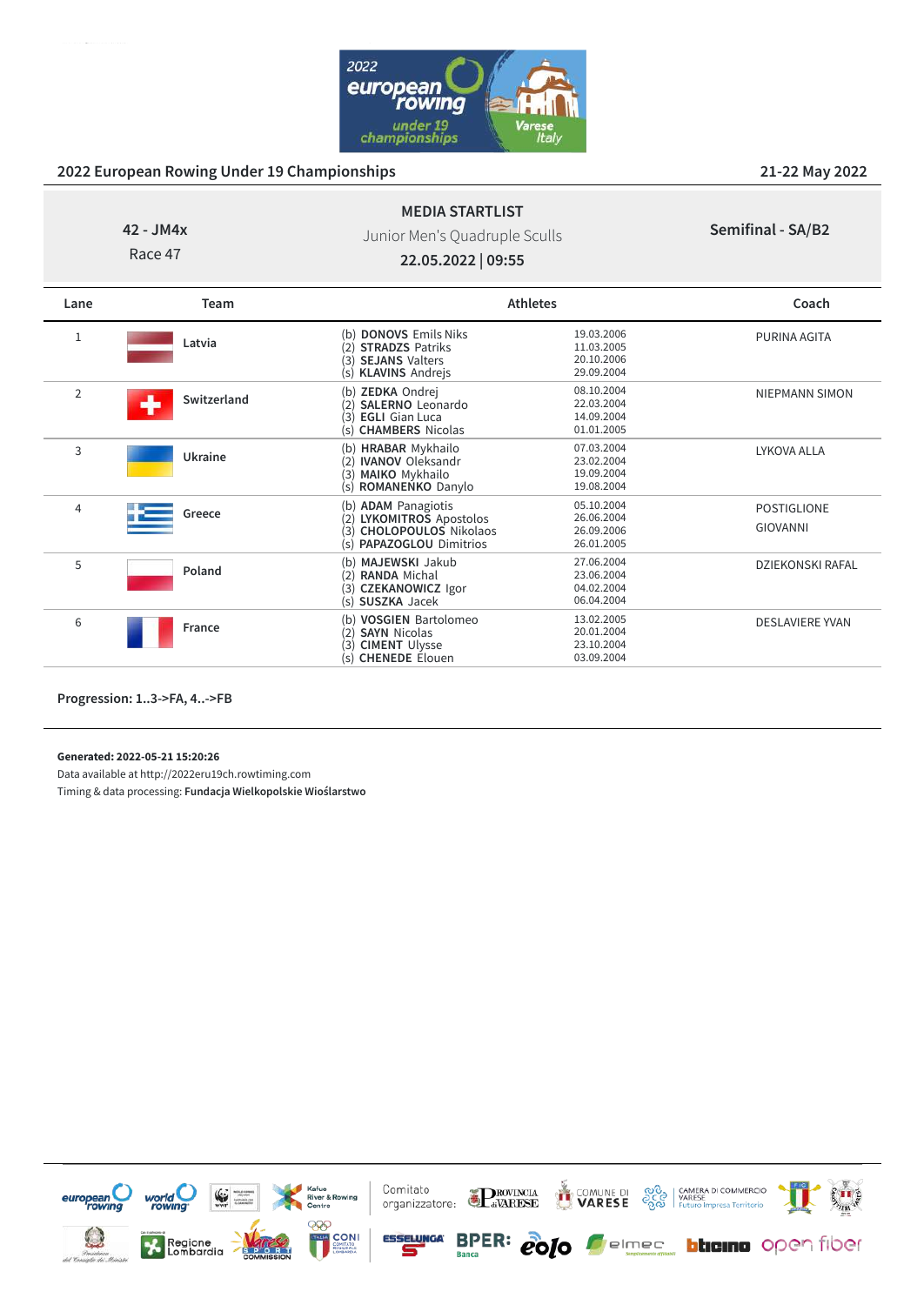## 2022 European Rowing Under 19 Championships

21-22 May 2022

**MEDIA STARTLIST**

42 - JM4x
Race 47

Junior Men's Quadruple Sculls

**22.05.2022 | 09:55**

**Semifinal - SA/B2**

| Lane | Team | Athletes | | Coach |
|---|---|---|---|---|
| 1 | Latvia | (b) **DONOVS** Emils Niks<br>(2) **STRADZS** Patriks<br>(3) **SEJANS** Valters<br>(s) **KLAVINS** Andrejs | 19.03.2006<br>11.03.2005<br>20.10.2006<br>29.09.2004 | PURINA AGITA |
| 2 | Switzerland | (b) **ZEDKA** Ondrej<br>(2) **SALERNO** Leonardo<br>(3) **EGLI** Gian Luca<br>(s) **CHAMBERS** Nicolas | 08.10.2004<br>22.03.2004<br>14.09.2004<br>01.01.2005 | NIEPMANN SIMON |
| 3 | Ukraine | (b) **HRABAR** Mykhailo<br>(2) **IVANOV** Oleksandr<br>(3) **MAIKO** Mykhailo<br>(s) **ROMANENKO** Danylo | 07.03.2004<br>23.02.2004<br>19.09.2004<br>19.08.2004 | LYKOVA ALLA |
| 4 | Greece | (b) **ADAM** Panagiotis<br>(2) **LYKOMITROS** Apostolos<br>(3) **CHOLOPOULOS** Nikolaos<br>(s) **PAPAZOGLOU** Dimitrios | 05.10.2004<br>26.06.2004<br>26.09.2006<br>26.01.2005 | POSTIGLIONE GIOVANNI |
| 5 | Poland | (b) **MAJEWSKI** Jakub<br>(2) **RANDA** Michal<br>(3) **CZEKANOWICZ** Igor<br>(s) **SUSZKA** Jacek | 27.06.2004<br>23.06.2004<br>04.02.2004<br>06.04.2004 | DZIEKONSKI RAFAL |
| 6 | France | (b) **VOSGIEN** Bartolomeo<br>(2) **SAYN** Nicolas<br>(3) **CIMENT** Ulysse<br>(s) **CHENEDE** Elouen | 13.02.2005<br>20.01.2004<br>23.10.2004<br>03.09.2004 | DESLAVIERE YVAN |

**Progression: 1..3->FA, 4..->FB**

**Generated: 2022-05-21 15:20:26**
Data available at http://2022eru19ch.rowtiming.com
Timing & data processing: **Fundacja Wielkopolskie Wioślarstwo**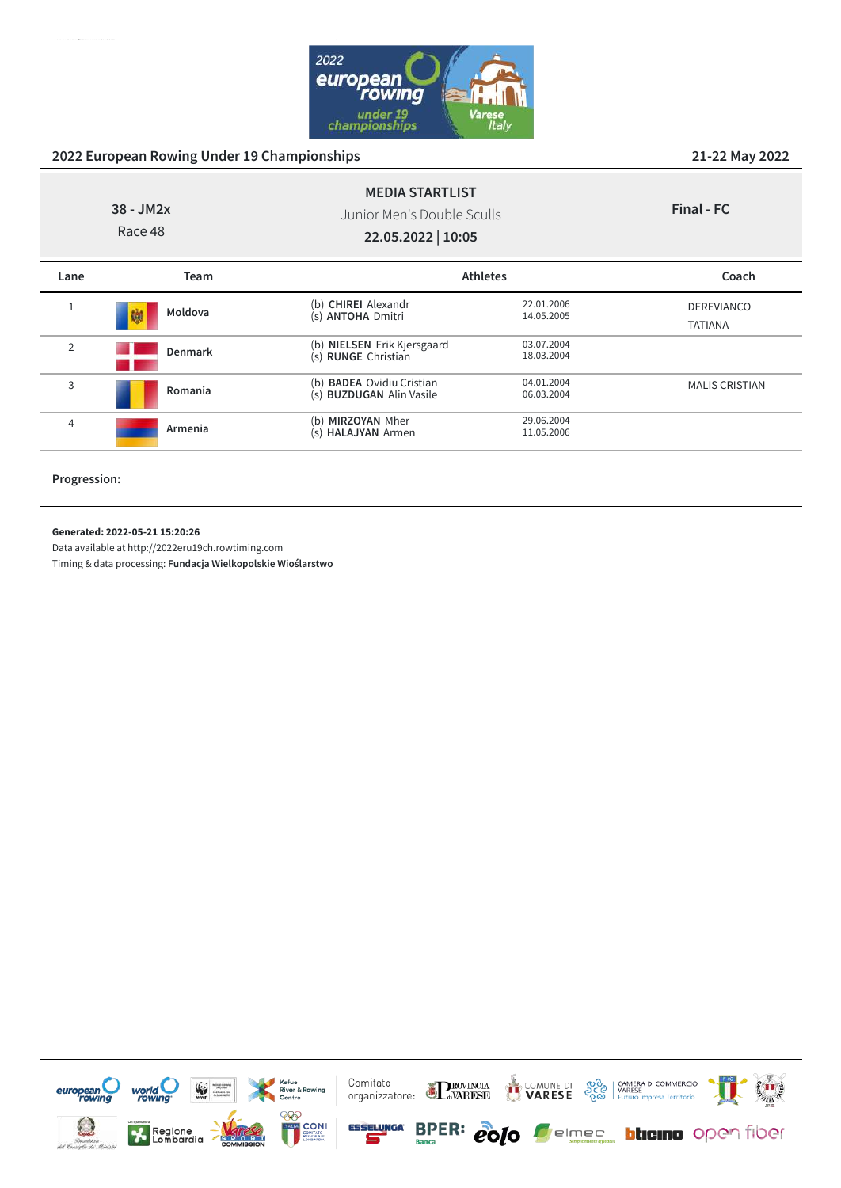## 2022 European Rowing Under 19 Championships

21-22 May 2022

38 - JM2x
Race 48

**MEDIA STARTLIST**
Junior Men's Double Sculls
**22.05.2022 | 10:05**

**Final - FC**

| Lane | Team | Athletes | | Coach |
|---|---|---|---|---|
| 1 | **Moldova** | (b) **CHIREI** Alexandr<br>(s) **ANTOHA** Dmitri | 22.01.2006<br>14.05.2005 | DEREVIANCO<br>TATIANA |
| 2 | **Denmark** | (b) **NIELSEN** Erik Kjersgaard<br>(s) **RUNGE** Christian | 03.07.2004<br>18.03.2004 | |
| 3 | **Romania** | (b) **BADEA** Ovidiu Cristian<br>(s) **BUZDUGAN** Alin Vasile | 04.01.2004<br>06.03.2004 | MALIS CRISTIAN |
| 4 | **Armenia** | (b) **MIRZOYAN** Mher<br>(s) **HALAJYAN** Armen | 29.06.2004<br>11.05.2006 | |

**Progression:**

**Generated: 2022-05-21 15:20:26**
Data available at http://2022eru19ch.rowtiming.com
Timing & data processing: **Fundacja Wielkopolskie Wioślarstwo**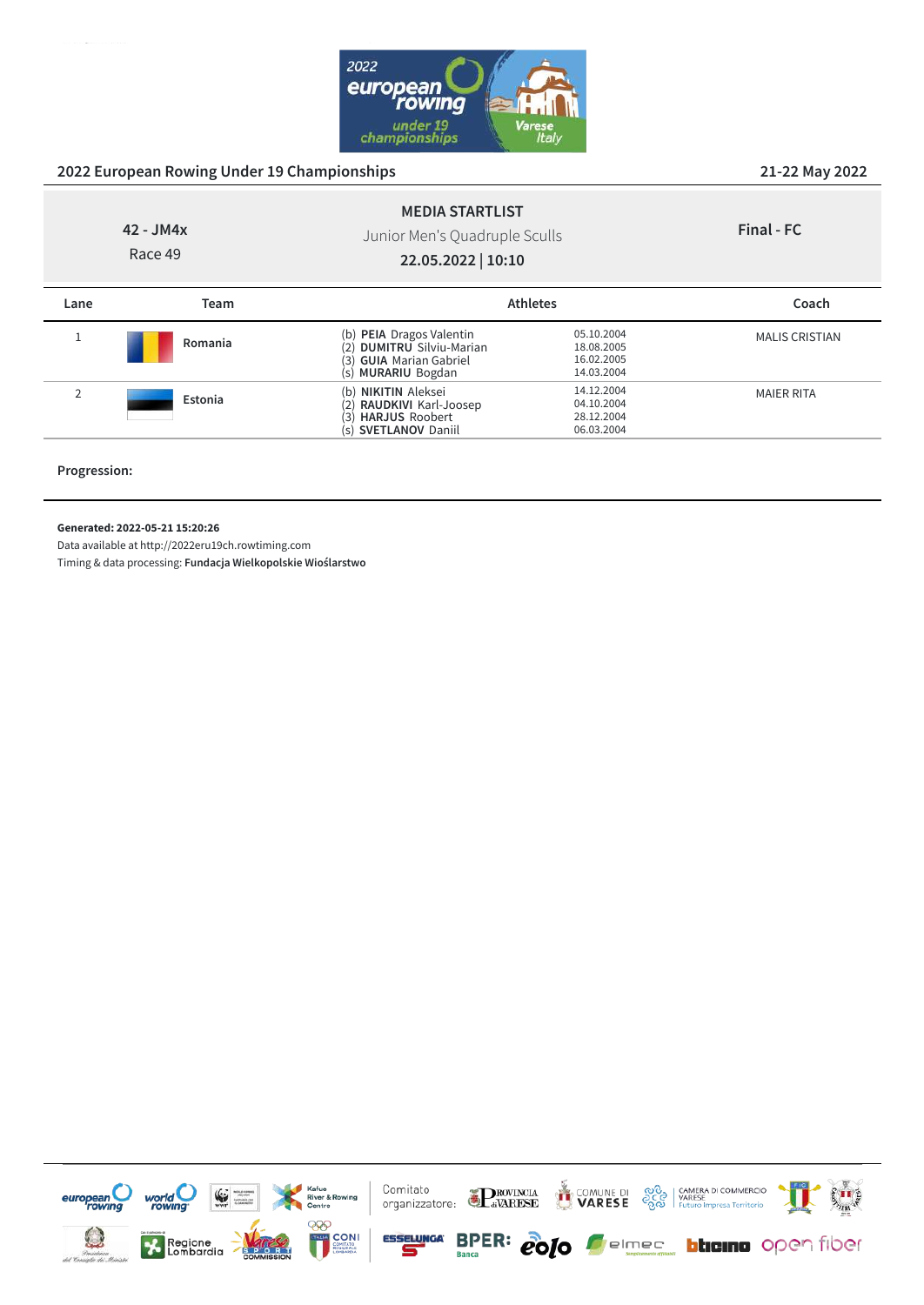2022 European Rowing Under 19 Championships — 21-22 May 2022

**42 - JM4x**
Race 49

## MEDIA STARTLIST

Junior Men's Quadruple Sculls

**22.05.2022 | 10:10**

**Final - FC**

| Lane | Team | Athletes | | Coach |
|---|---|---|---|---|
| 1 | Romania | (b) **PEIA** Dragos Valentin<br>(2) **DUMITRU** Silviu-Marian<br>(3) **GUIA** Marian Gabriel<br>(s) **MURARIU** Bogdan | 05.10.2004<br>18.08.2005<br>16.02.2005<br>14.03.2004 | MALIS CRISTIAN |
| 2 | Estonia | (b) **NIKITIN** Aleksei<br>(2) **RAUDKIVI** Karl-Joosep<br>(3) **HARJUS** Roobert<br>(s) **SVETLANOV** Daniil | 14.12.2004<br>04.10.2004<br>28.12.2004<br>06.03.2004 | MAIER RITA |

**Progression:**

**Generated: 2022-05-21 15:20:26**
Data available at http://2022eru19ch.rowtiming.com
Timing & data processing: **Fundacja Wielkopolskie Wioślarstwo**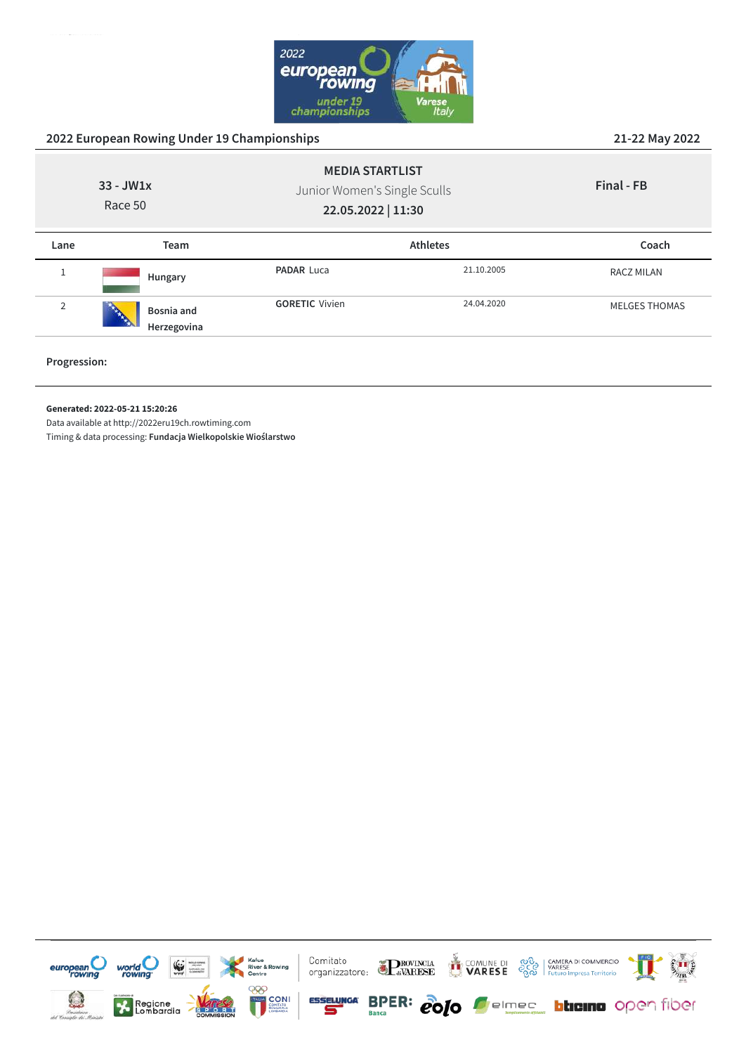## 2022 European Rowing Under 19 Championships

21-22 May 2022

**33 - JW1x**
Race 50

**MEDIA STARTLIST**
Junior Women's Single Sculls
**22.05.2022 | 11:30**

**Final - FB**

| Lane | Team | Athletes | | Coach |
|---|---|---|---|---|
| 1 | Hungary | **PADAR** Luca | 21.10.2005 | RACZ MILAN |
| 2 | Bosnia and Herzegovina | **GORETIC** Vivien | 24.04.2020 | MELGES THOMAS |

**Progression:**

**Generated: 2022-05-21 15:20:26**
Data available at http://2022eru19ch.rowtiming.com
Timing & data processing: **Fundacja Wielkopolskie Wioślarstwo**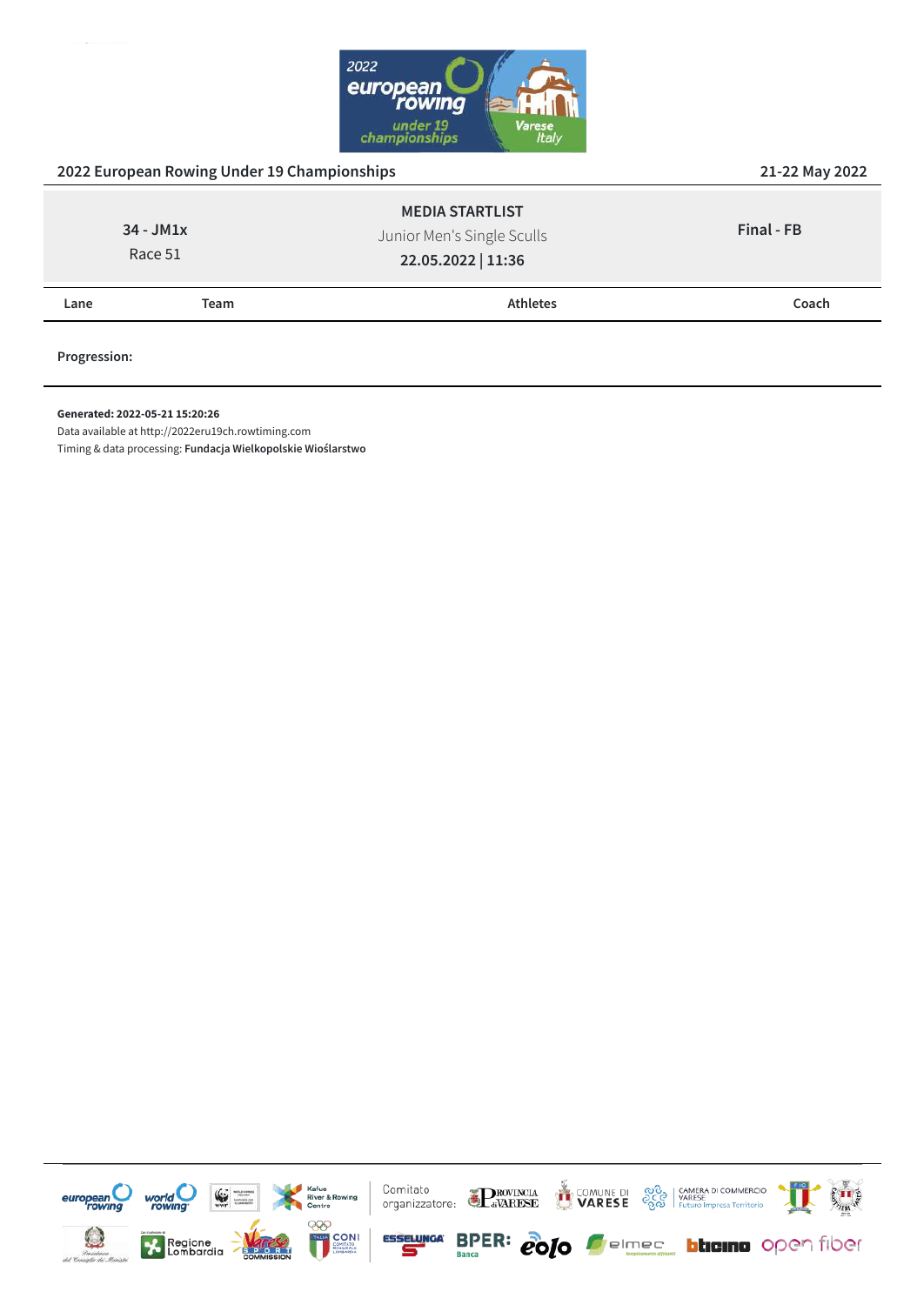## 2022 European Rowing Under 19 Championships

21-22 May 2022

| 34 - JM1x<br>Race 51 | **MEDIA STARTLIST**<br>Junior Men's Single Sculls<br>**22.05.2022 \| 11:36** | **Final - FB** |
|---|---|---|

| Lane | Team | Athletes | Coach |
|---|---|---|---|

**Progression:**

**Generated: 2022-05-21 15:20:26**
Data available at http://2022eru19ch.rowtiming.com
Timing & data processing: **Fundacja Wielkopolskie Wioślarstwo**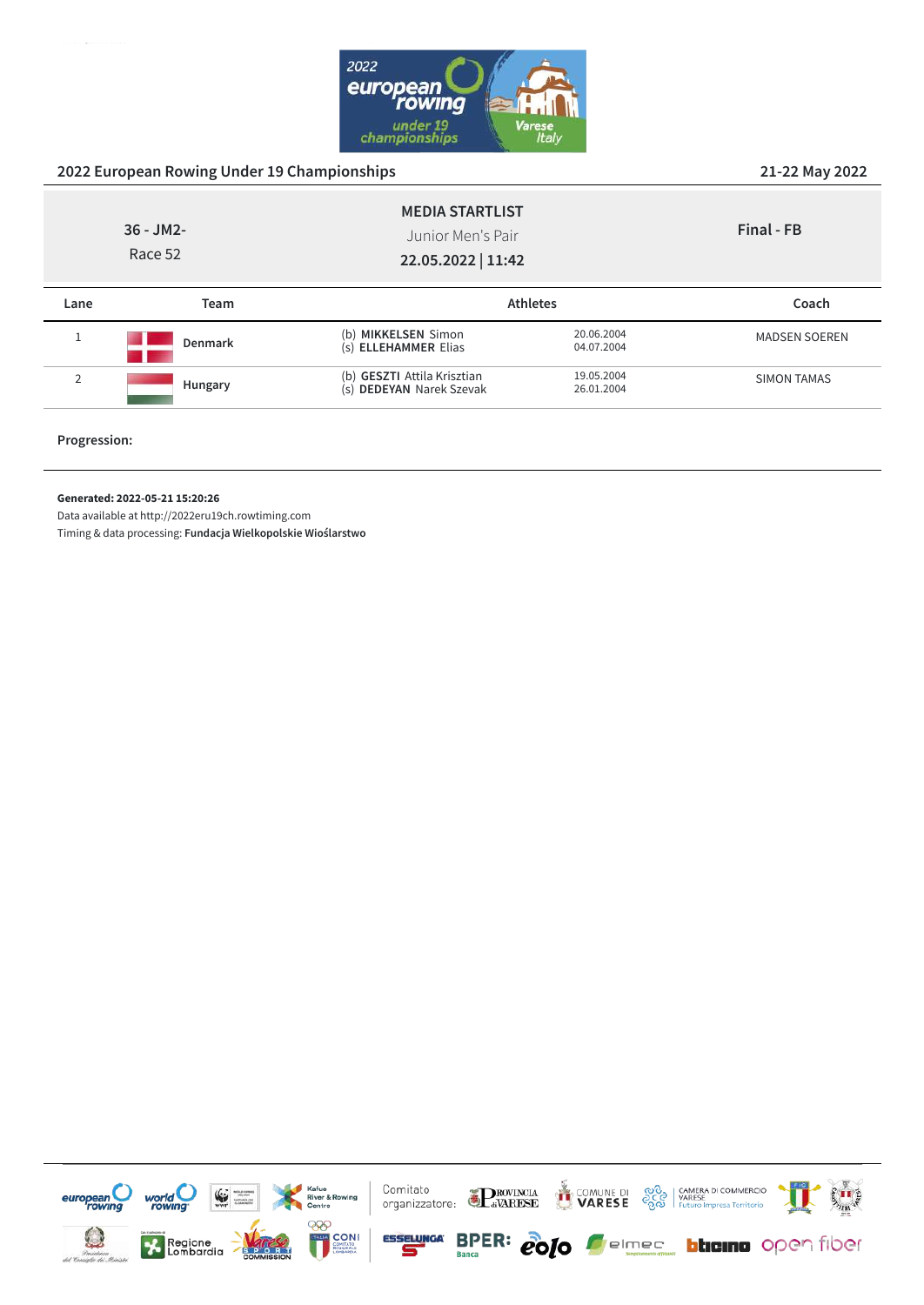2022 European Rowing Under 19 Championships

21-22 May 2022

| 36 - JM2- Race 52 | **MEDIA STARTLIST** Junior Men's Pair **22.05.2022 \| 11:42** | **Final - FB** |
|---|---|---|

| Lane | Team | Athletes | | Coach |
|---|---|---|---|---|
| 1 | **Denmark** | (b) **MIKKELSEN** Simon<br>(s) **ELLEHAMMER** Elias | 20.06.2004<br>04.07.2004 | MADSEN SOEREN |
| 2 | **Hungary** | (b) **GESZTI** Attila Krisztian<br>(s) **DEDEYAN** Narek Szevak | 19.05.2004<br>26.01.2004 | SIMON TAMAS |

**Progression:**

**Generated: 2022-05-21 15:20:26**

Data available at http://2022eru19ch.rowtiming.com

Timing & data processing: **Fundacja Wielkopolskie Wioślarstwo**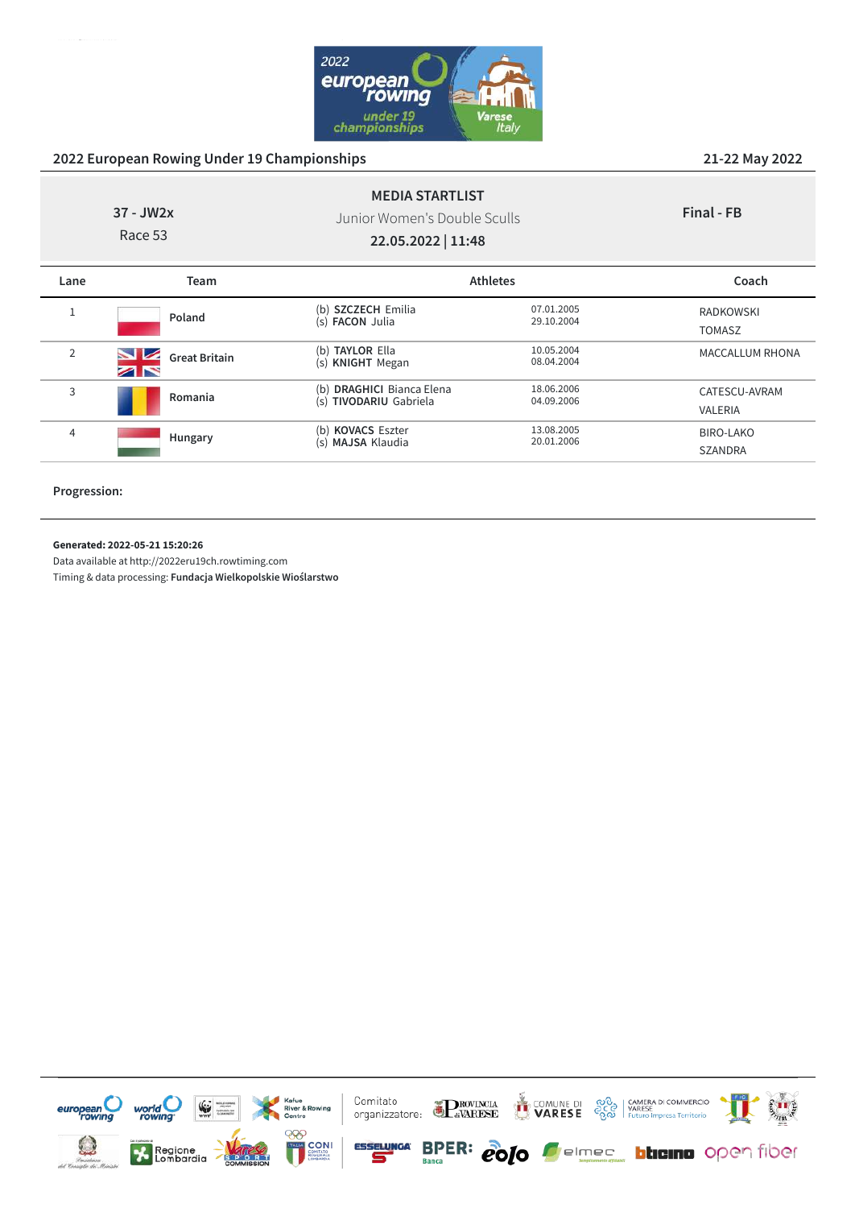## 2022 European Rowing Under 19 Championships

21-22 May 2022

**37 - JW2x**
Race 53

**MEDIA STARTLIST**
Junior Women's Double Sculls
**22.05.2022 | 11:48**

**Final - FB**

| Lane | Team | Athletes | | Coach |
|---|---|---|---|---|
| 1 | **Poland** | (b) **SZCZECH** Emilia<br>(s) **FACON** Julia | 07.01.2005<br>29.10.2004 | RADKOWSKI<br>TOMASZ |
| 2 | **Great Britain** | (b) **TAYLOR** Ella<br>(s) **KNIGHT** Megan | 10.05.2004<br>08.04.2004 | MACCALLUM RHONA |
| 3 | **Romania** | (b) **DRAGHICI** Bianca Elena<br>(s) **TIVODARIU** Gabriela | 18.06.2006<br>04.09.2006 | CATESCU-AVRAM<br>VALERIA |
| 4 | **Hungary** | (b) **KOVACS** Eszter<br>(s) **MAJSA** Klaudia | 13.08.2005<br>20.01.2006 | BIRO-LAKO<br>SZANDRA |

**Progression:**

**Generated: 2022-05-21 15:20:26**
Data available at http://2022eru19ch.rowtiming.com
Timing & data processing: **Fundacja Wielkopolskie Wioślarstwo**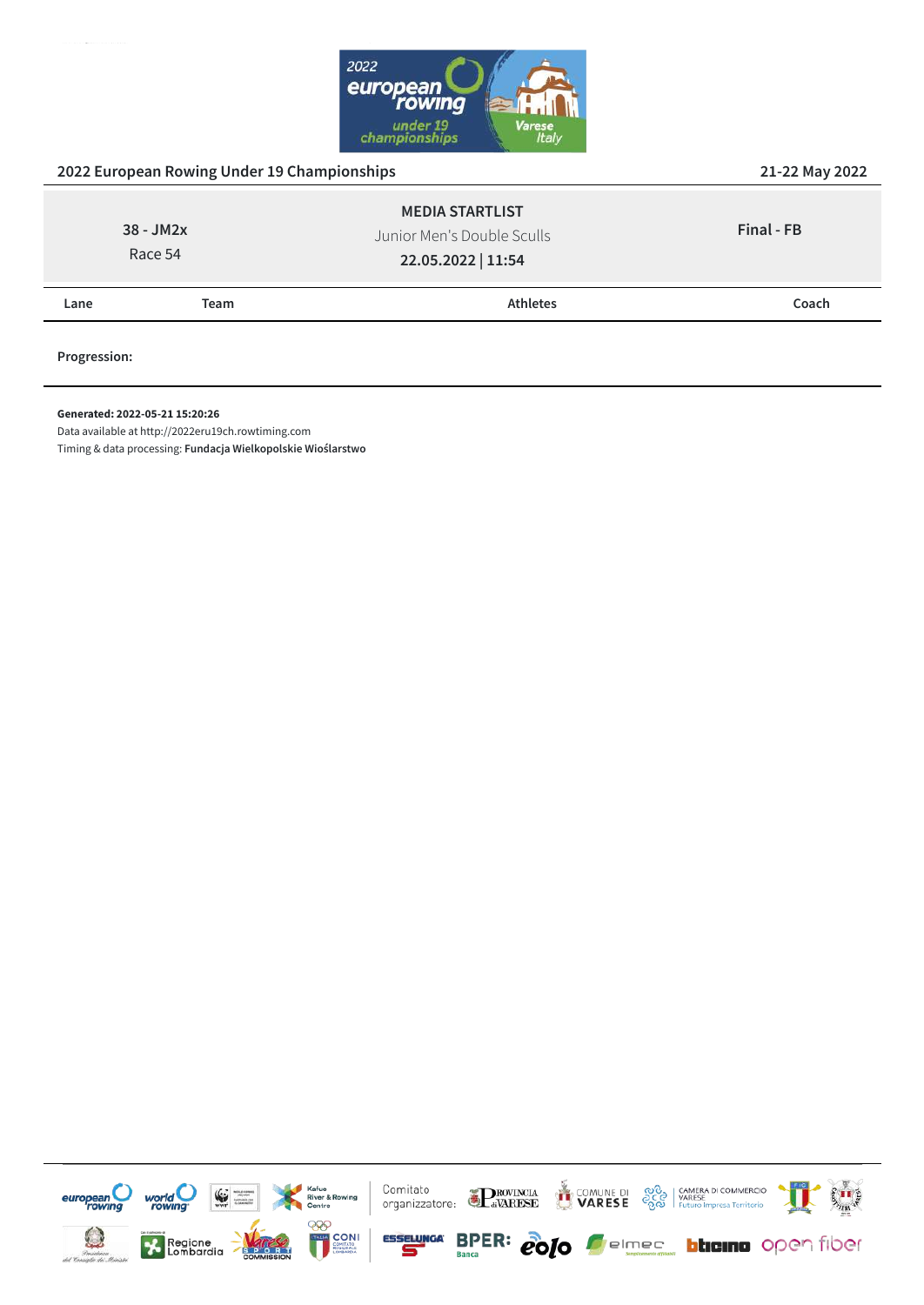## 2022 European Rowing Under 19 Championships

21-22 May 2022

| 38 - JM2x<br>Race 54 | **MEDIA STARTLIST**<br>Junior Men's Double Sculls<br>**22.05.2022 \| 11:54** | **Final - FB** |
|---|---|---|

| Lane | Team | Athletes | Coach |
|---|---|---|---|

**Progression:**

**Generated: 2022-05-21 15:20:26**

Data available at http://2022eru19ch.rowtiming.com

Timing & data processing: **Fundacja Wielkopolskie Wioślarstwo**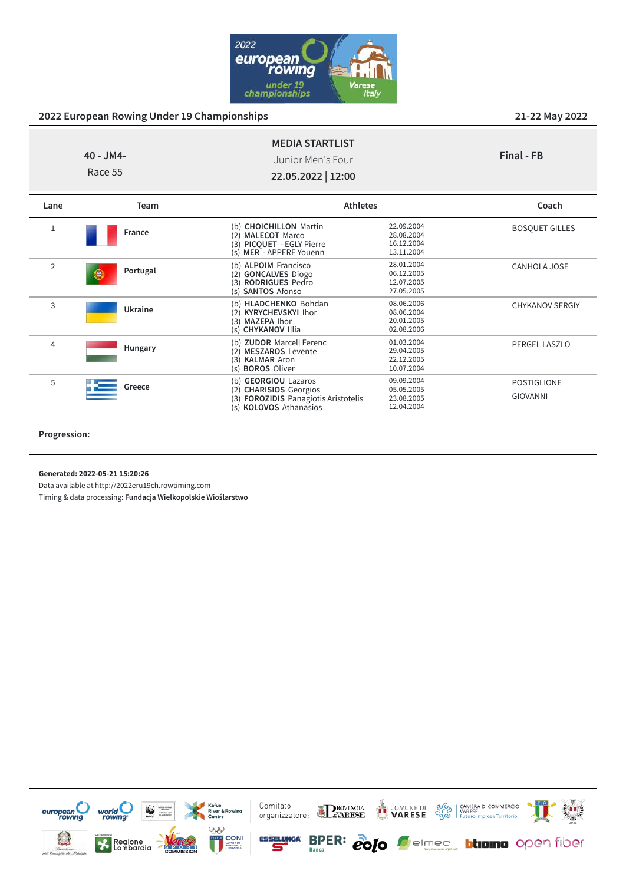## 2022 European Rowing Under 19 Championships

21-22 May 2022

**40 - JM4-**
Race 55

**MEDIA STARTLIST**
Junior Men's Four
**22.05.2022 | 12:00**

**Final - FB**

| Lane | Team | Athletes | | Coach |
|---|---|---|---|---|
| 1 | **France** | (b) **CHOICHILLON** Martin<br>(2) **MALECOT** Marco<br>(3) **PICQUET** - EGLY Pierre<br>(s) **MER** - APPERE Youenn | 22.09.2004<br>28.08.2004<br>16.12.2004<br>13.11.2004 | BOSQUET GILLES |
| 2 | **Portugal** | (b) **ALPOIM** Francisco<br>(2) **GONCALVES** Diogo<br>(3) **RODRIGUES** Pedro<br>(s) **SANTOS** Afonso | 28.01.2004<br>06.12.2005<br>12.07.2005<br>27.05.2005 | CANHOLA JOSE |
| 3 | **Ukraine** | (b) **HLADCHENKO** Bohdan<br>(2) **KYRYCHEVSKYI** Ihor<br>(3) **MAZEPA** Ihor<br>(s) **CHYKANOV** Illia | 08.06.2006<br>08.06.2004<br>20.01.2005<br>02.08.2006 | CHYKANOV SERGIY |
| 4 | **Hungary** | (b) **ZUDOR** Marcell Ferenc<br>(2) **MESZAROS** Levente<br>(3) **KALMAR** Aron<br>(s) **BOROS** Oliver | 01.03.2004<br>29.04.2005<br>22.12.2005<br>10.07.2004 | PERGEL LASZLO |
| 5 | **Greece** | (b) **GEORGIOU** Lazaros<br>(2) **CHARISIOS** Georgios<br>(3) **FOROZIDIS** Panagiotis Aristotelis<br>(s) **KOLOVOS** Athanasios | 09.09.2004<br>05.05.2005<br>23.08.2005<br>12.04.2004 | POSTIGLIONE GIOVANNI |

**Progression:**

**Generated: 2022-05-21 15:20:26**
Data available at http://2022eru19ch.rowtiming.com
Timing & data processing: **Fundacja Wielkopolskie Wioślarstwo**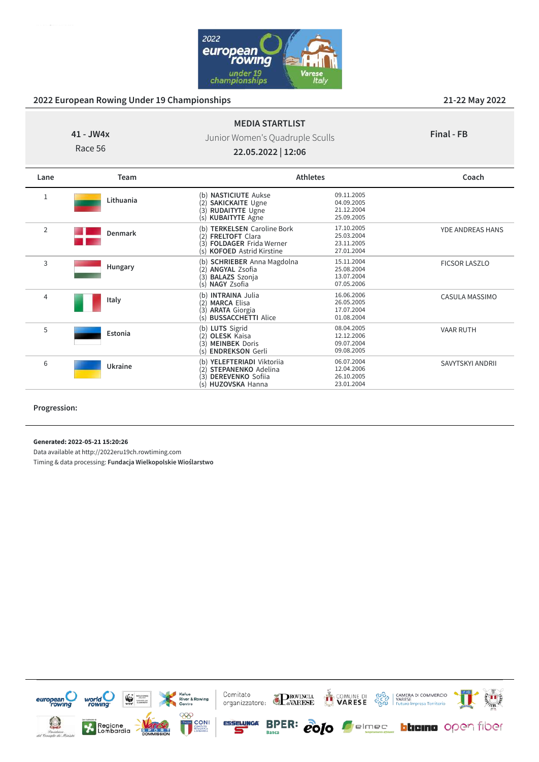## 2022 European Rowing Under 19 Championships

21-22 May 2022

**MEDIA STARTLIST**

41 - JW4x
Race 56

Junior Women's Quadruple Sculls

**22.05.2022 | 12:06**

**Final - FB**

| Lane | Team | Athletes | | Coach |
|---|---|---|---|---|
| 1 | Lithuania | (b) **NASTICIUTE** Aukse<br>(2) **SAKICKAITE** Ugne<br>(3) **RUDAITYTE** Ugne<br>(s) **KUBAITYTE** Agne | 09.11.2005<br>04.09.2005<br>21.12.2004<br>25.09.2005 | |
| 2 | Denmark | (b) **TERKELSEN** Caroline Bork<br>(2) **FRELTOFT** Clara<br>(3) **FOLDAGER** Frida Werner<br>(s) **KOFOED** Astrid Kirstine | 17.10.2005<br>25.03.2004<br>23.11.2005<br>27.01.2004 | YDE ANDREAS HANS |
| 3 | Hungary | (b) **SCHRIEBER** Anna Magdolna<br>(2) **ANGYAL** Zsofia<br>(3) **BALAZS** Szonja<br>(s) **NAGY** Zsofia | 15.11.2004<br>25.08.2004<br>13.07.2004<br>07.05.2006 | FICSOR LASZLO |
| 4 | Italy | (b) **INTRAINA** Julia<br>(2) **MARCA** Elisa<br>(3) **ARATA** Giorgia<br>(s) **BUSSACCHETTI** Alice | 16.06.2006<br>26.05.2005<br>17.07.2004<br>01.08.2004 | CASULA MASSIMO |
| 5 | Estonia | (b) **LUTS** Sigrid<br>(2) **OLESK** Kaisa<br>(3) **MEINBEK** Doris<br>(s) **ENDREKSON** Gerli | 08.04.2005<br>12.12.2006<br>09.07.2004<br>09.08.2005 | VAAR RUTH |
| 6 | Ukraine | (b) **YELEFTERIADI** Viktoriia<br>(2) **STEPANENKO** Adelina<br>(3) **DEREVENKO** Sofiia<br>(s) **HUZOVSKA** Hanna | 06.07.2004<br>12.04.2006<br>26.10.2005<br>23.01.2004 | SAVYTSKYI ANDRII |

**Progression:**

**Generated: 2022-05-21 15:20:26**
Data available at http://2022eru19ch.rowtiming.com
Timing & data processing: **Fundacja Wielkopolskie Wioślarstwo**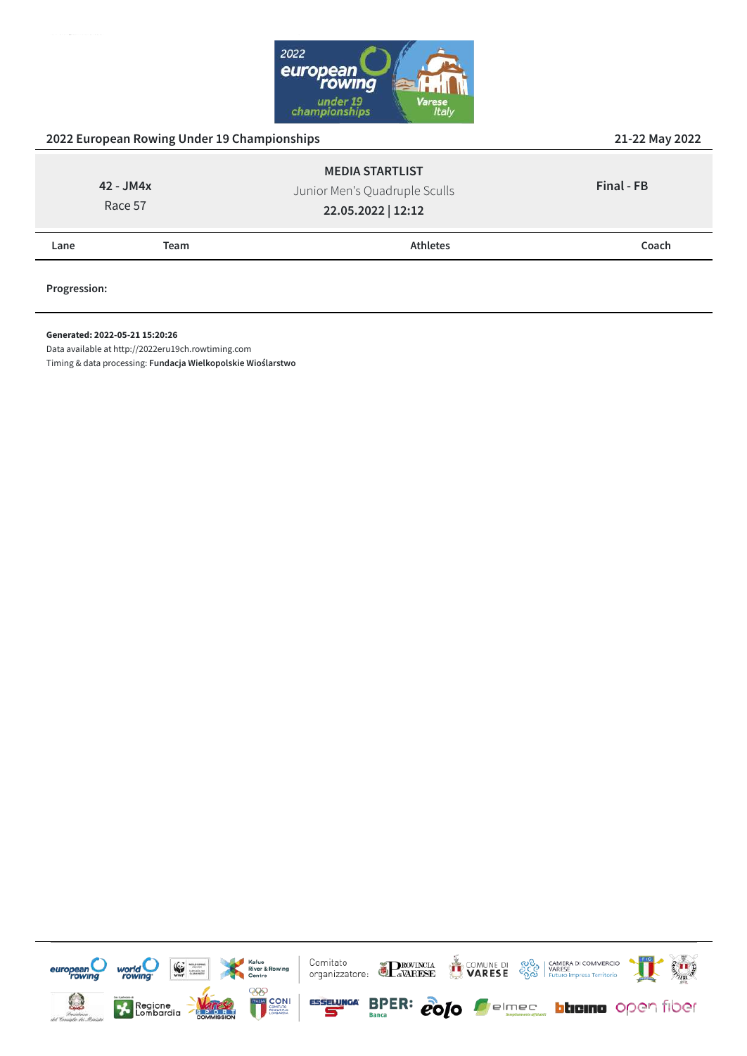2022 European Rowing Under 19 Championships

21-22 May 2022

| 42 - JM4x<br>Race 57 | **MEDIA STARTLIST**<br>Junior Men's Quadruple Sculls<br>**22.05.2022 \| 12:12** | **Final - FB** |
|---|---|---|

| Lane | Team | Athletes | Coach |
|---|---|---|---|

**Progression:**

**Generated: 2022-05-21 15:20:26**
Data available at http://2022eru19ch.rowtiming.com
Timing & data processing: **Fundacja Wielkopolskie Wioślarstwo**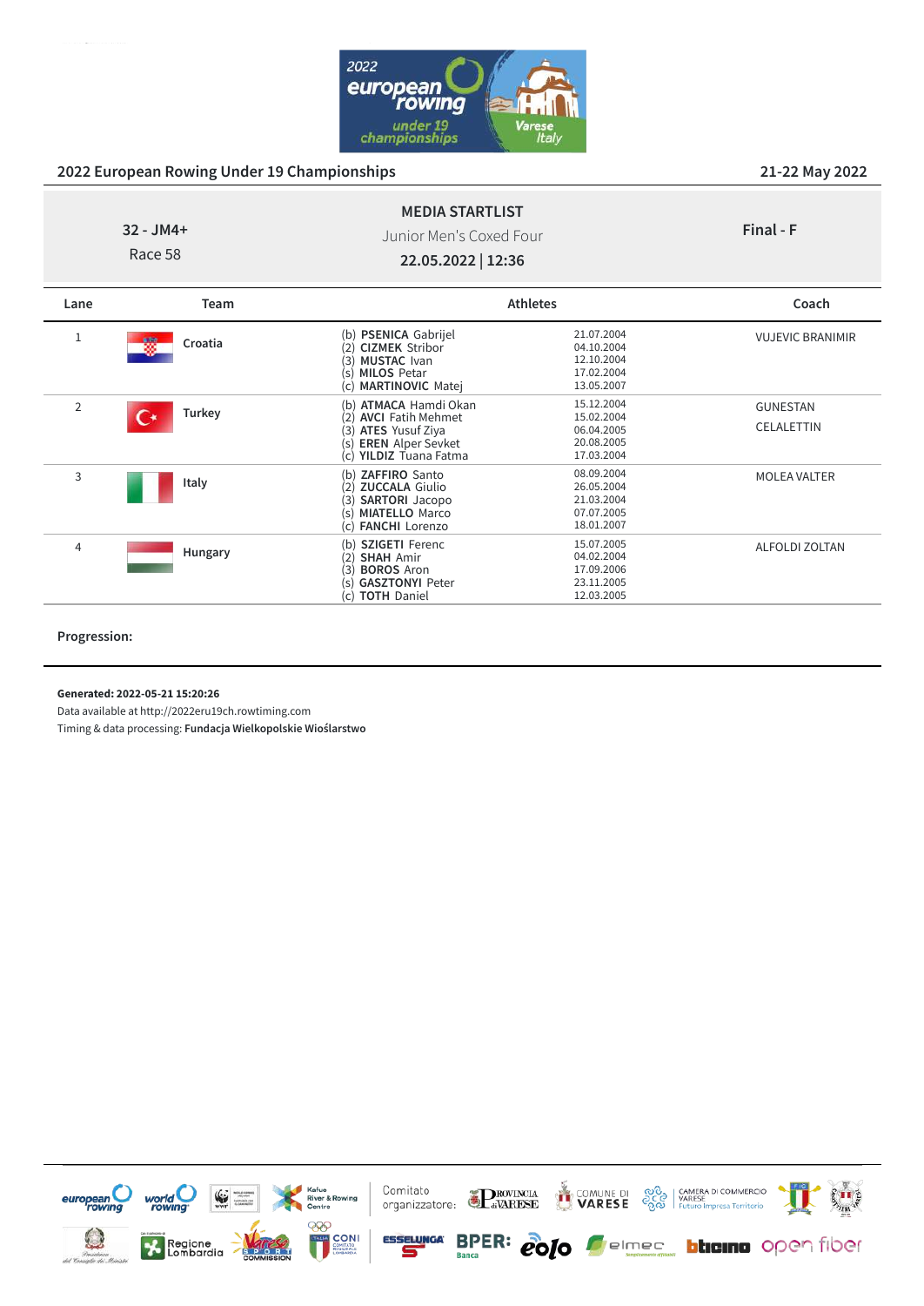2022 European Rowing Under 19 Championships

21-22 May 2022

**MEDIA STARTLIST**

Junior Men's Coxed Four

**22.05.2022 | 12:36**

32 - JM4+

Race 58

**Final - F**

| Lane | Team | Athletes | | Coach |
|---|---|---|---|---|
| 1 | Croatia | (b) **PSENICA** Gabrijel<br>(2) **CIZMEK** Stribor<br>(3) **MUSTAC** Ivan<br>(s) **MILOS** Petar<br>(c) **MARTINOVIC** Matej | 21.07.2004<br>04.10.2004<br>12.10.2004<br>17.02.2004<br>13.05.2007 | VUJEVIC BRANIMIR |
| 2 | Turkey | (b) **ATMACA** Hamdi Okan<br>(2) **AVCI** Fatih Mehmet<br>(3) **ATES** Yusuf Ziya<br>(s) **EREN** Alper Sevket<br>(c) **YILDIZ** Tuana Fatma | 15.12.2004<br>15.02.2004<br>06.04.2005<br>20.08.2005<br>17.03.2004 | GUNESTAN<br>CELALETTIN |
| 3 | Italy | (b) **ZAFFIRO** Santo<br>(2) **ZUCCALA** Giulio<br>(3) **SARTORI** Jacopo<br>(s) **MIATELLO** Marco<br>(c) **FANCHI** Lorenzo | 08.09.2004<br>26.05.2004<br>21.03.2004<br>07.07.2005<br>18.01.2007 | MOLEA VALTER |
| 4 | Hungary | (b) **SZIGETI** Ferenc<br>(2) **SHAH** Amir<br>(3) **BOROS** Aron<br>(s) **GASZTONYI** Peter<br>(c) **TOTH** Daniel | 15.07.2005<br>04.02.2004<br>17.09.2006<br>23.11.2005<br>12.03.2005 | ALFOLDI ZOLTAN |

**Progression:**

**Generated: 2022-05-21 15:20:26**

Data available at http://2022eru19ch.rowtiming.com

Timing & data processing: **Fundacja Wielkopolskie Wioślarstwo**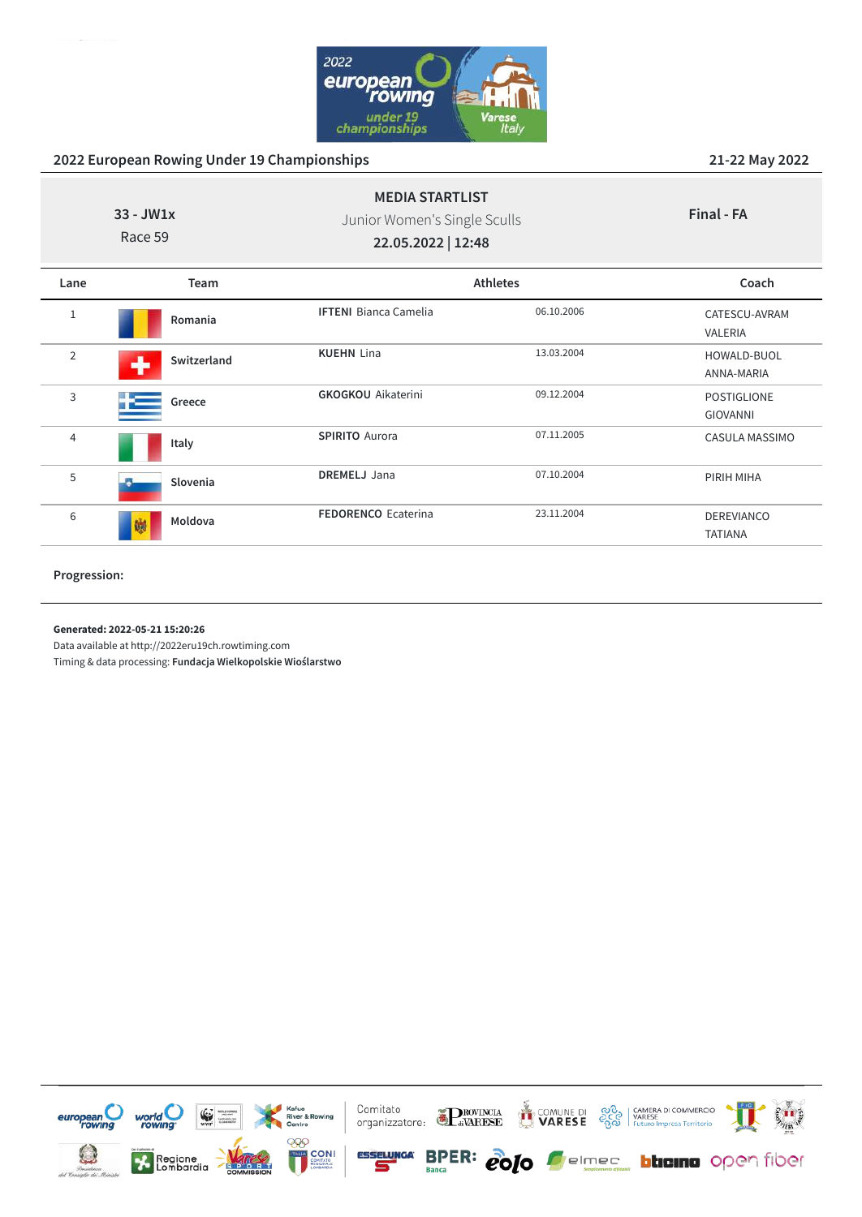2022 European Rowing Under 19 Championships

21-22 May 2022

**33 - JW1x**
Race 59

**MEDIA STARTLIST**
Junior Women's Single Sculls
**22.05.2022 | 12:48**

**Final - FA**

| Lane | Team | Athletes | | Coach |
|---|---|---|---|---|
| 1 | Romania | **IFTENI** Bianca Camelia | 06.10.2006 | CATESCU-AVRAM VALERIA |
| 2 | Switzerland | **KUEHN** Lina | 13.03.2004 | HOWALD-BUOL ANNA-MARIA |
| 3 | Greece | **GKOGKOU** Aikaterini | 09.12.2004 | POSTIGLIONE GIOVANNI |
| 4 | Italy | **SPIRITO** Aurora | 07.11.2005 | CASULA MASSIMO |
| 5 | Slovenia | **DREMELJ** Jana | 07.10.2004 | PIRIH MIHA |
| 6 | Moldova | **FEDORENCO** Ecaterina | 23.11.2004 | DEREVIANCO TATIANA |

**Progression:**

**Generated: 2022-05-21 15:20:26**
Data available at http://2022eru19ch.rowtiming.com
Timing & data processing: **Fundacja Wielkopolskie Wioślarstwo**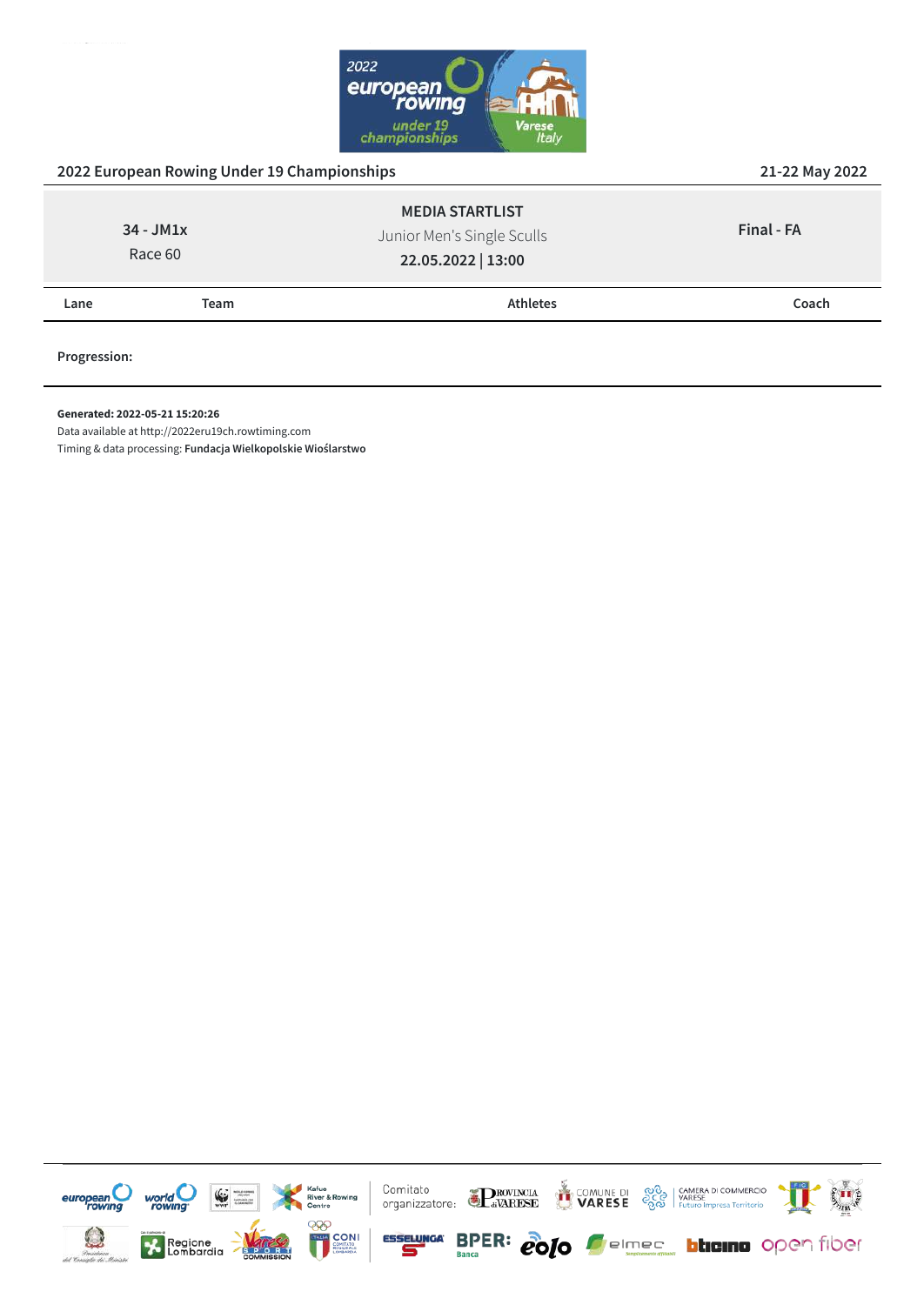## 2022 European Rowing Under 19 Championships

21-22 May 2022

| 34 - JM1x<br>Race 60 | **MEDIA STARTLIST**<br>Junior Men's Single Sculls<br>**22.05.2022 \| 13:00** | **Final - FA** |
|---|---|---|

| Lane | Team | Athletes | Coach |
|---|---|---|---|

**Progression:**

**Generated: 2022-05-21 15:20:26**
Data available at http://2022eru19ch.rowtiming.com
Timing & data processing: **Fundacja Wielkopolskie Wioślarstwo**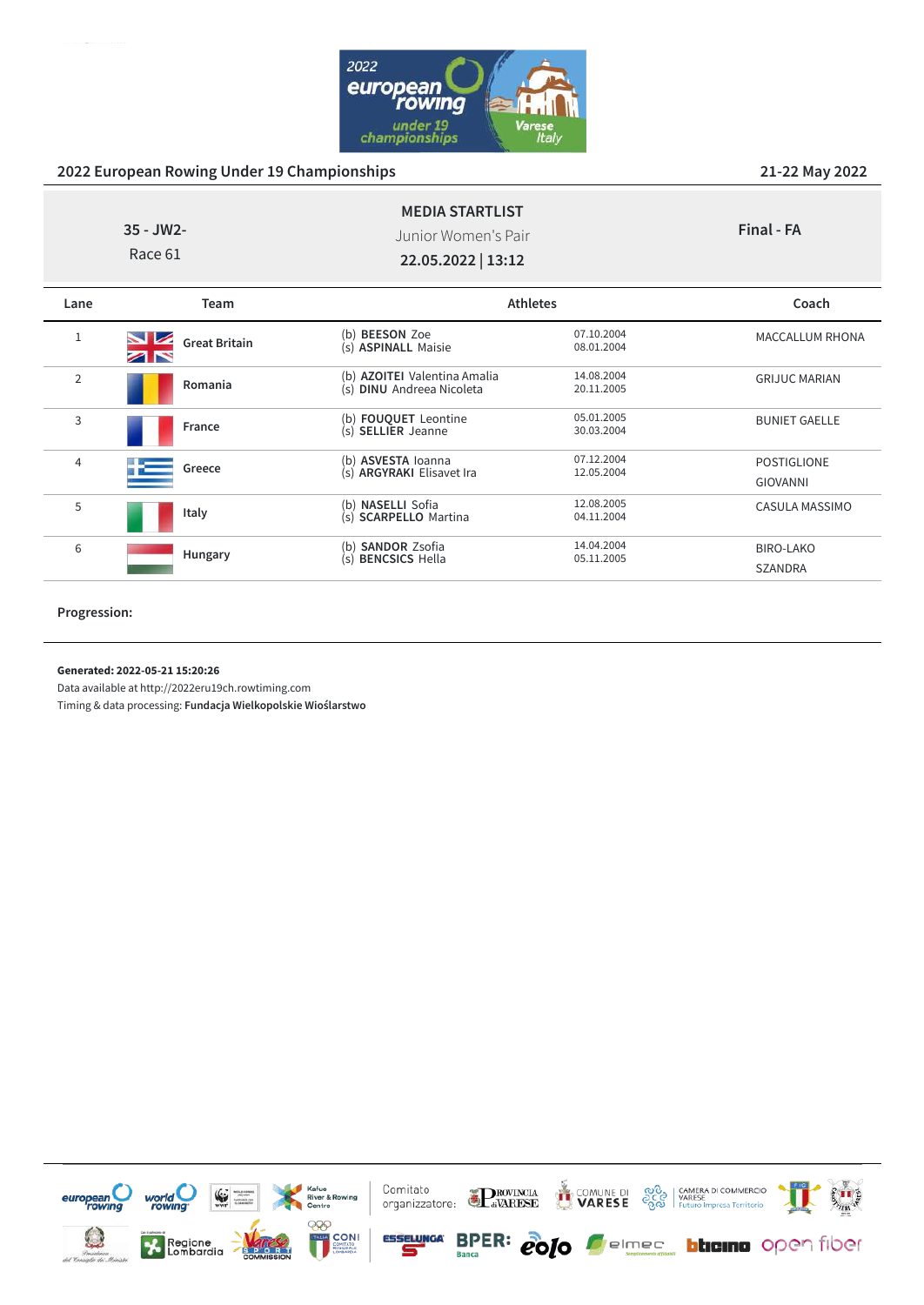2022 European Rowing Under 19 Championships

21-22 May 2022

35 - JW2-
Race 61

**MEDIA STARTLIST**
Junior Women's Pair
**22.05.2022 | 13:12**

**Final - FA**

| Lane | Team | Athletes | | Coach |
|---|---|---|---|---|
| 1 | **Great Britain** | (b) **BEESON** Zoe<br>(s) **ASPINALL** Maisie | 07.10.2004<br>08.01.2004 | MACCALLUM RHONA |
| 2 | **Romania** | (b) **AZOITEI** Valentina Amalia<br>(s) **DINU** Andreea Nicoleta | 14.08.2004<br>20.11.2005 | GRIJUC MARIAN |
| 3 | **France** | (b) **FOUQUET** Leontine<br>(s) **SELLIER** Jeanne | 05.01.2005<br>30.03.2004 | BUNIET GAELLE |
| 4 | **Greece** | (b) **ASVESTA** Ioanna<br>(s) **ARGYRAKI** Elisavet Ira | 07.12.2004<br>12.05.2004 | POSTIGLIONE GIOVANNI |
| 5 | **Italy** | (b) **NASELLI** Sofia<br>(s) **SCARPELLO** Martina | 12.08.2005<br>04.11.2004 | CASULA MASSIMO |
| 6 | **Hungary** | (b) **SANDOR** Zsofia<br>(s) **BENCSICS** Hella | 14.04.2004<br>05.11.2005 | BIRO-LAKO SZANDRA |

**Progression:**

**Generated: 2022-05-21 15:20:26**
Data available at http://2022eru19ch.rowtiming.com
Timing & data processing: **Fundacja Wielkopolskie Wioślarstwo**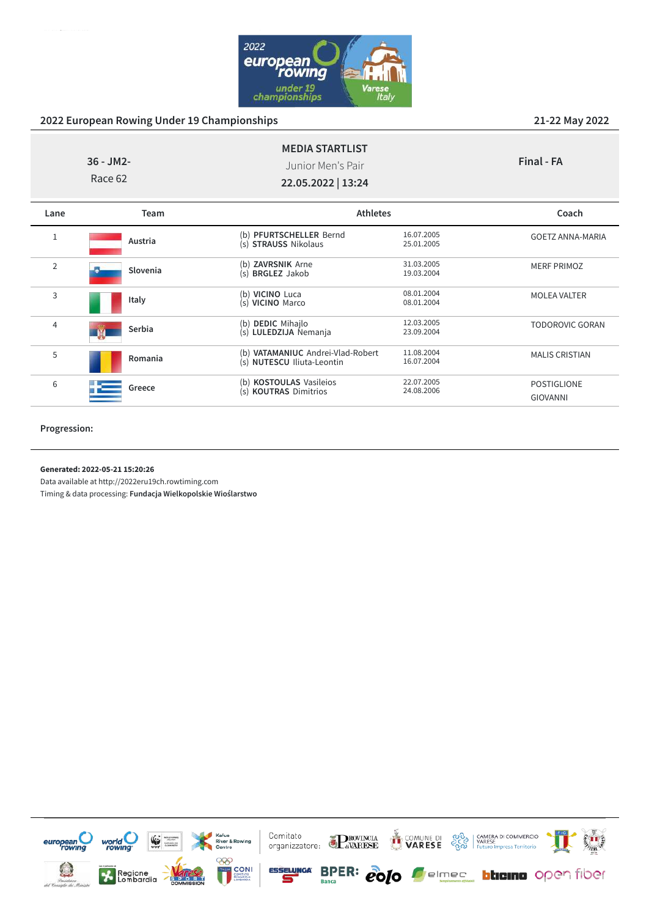## 2022 European Rowing Under 19 Championships

21-22 May 2022

**MEDIA STARTLIST**

36 - JM2-
Race 62

Junior Men's Pair

**22.05.2022 | 13:24**

**Final - FA**

| Lane | Team | Athletes | | Coach |
|---|---|---|---|---|
| 1 | **Austria** | (b) **PFURTSCHELLER** Bernd<br>(s) **STRAUSS** Nikolaus | 16.07.2005<br>25.01.2005 | GOETZ ANNA-MARIA |
| 2 | **Slovenia** | (b) **ZAVRSNIK** Arne<br>(s) **BRGLEZ** Jakob | 31.03.2005<br>19.03.2004 | MERF PRIMOZ |
| 3 | **Italy** | (b) **VICINO** Luca<br>(s) **VICINO** Marco | 08.01.2004<br>08.01.2004 | MOLEA VALTER |
| 4 | **Serbia** | (b) **DEDIC** Mihajlo<br>(s) **LULEDZIJA** Nemanja | 12.03.2005<br>23.09.2004 | TODOROVIC GORAN |
| 5 | **Romania** | (b) **VATAMANIUC** Andrei-Vlad-Robert<br>(s) **NUTESCU** Iliuta-Leontin | 11.08.2004<br>16.07.2004 | MALIS CRISTIAN |
| 6 | **Greece** | (b) **KOSTOULAS** Vasileios<br>(s) **KOUTRAS** Dimitrios | 22.07.2005<br>24.08.2006 | POSTIGLIONE GIOVANNI |

**Progression:**

**Generated: 2022-05-21 15:20:26**

Data available at http://2022eru19ch.rowtiming.com

Timing & data processing: **Fundacja Wielkopolskie Wioślarstwo**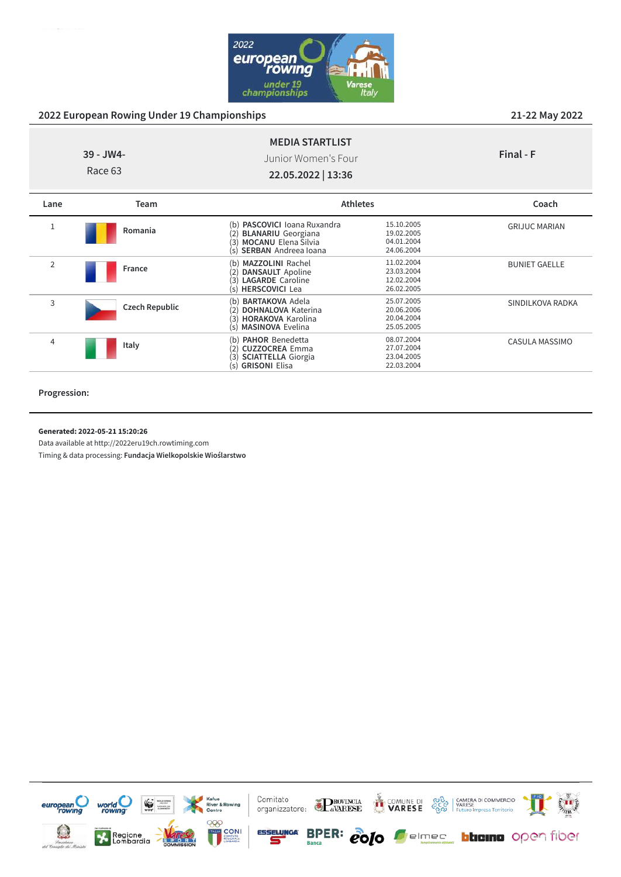## 2022 European Rowing Under 19 Championships

21-22 May 2022

**MEDIA STARTLIST**

39 - JW4-
Race 63

Junior Women's Four

**22.05.2022 | 13:36**

**Final - F**

| Lane | Team | Athletes | | Coach |
| --- | --- | --- | --- | --- |
| 1 | Romania | (b) **PASCOVICI** Ioana Ruxandra<br>(2) **BLANARIU** Georgiana<br>(3) **MOCANU** Elena Silvia<br>(s) **SERBAN** Andreea Ioana | 15.10.2005<br>19.02.2005<br>04.01.2004<br>24.06.2004 | GRIJUC MARIAN |
| 2 | France | (b) **MAZZOLINI** Rachel<br>(2) **DANSAULT** Apoline<br>(3) **LAGARDE** Caroline<br>(s) **HERSCOVICI** Lea | 11.02.2004<br>23.03.2004<br>12.02.2004<br>26.02.2005 | BUNIET GAELLE |
| 3 | Czech Republic | (b) **BARTAKOVA** Adela<br>(2) **DOHNALOVA** Katerina<br>(3) **HORAKOVA** Karolina<br>(s) **MASINOVA** Evelina | 25.07.2005<br>20.06.2006<br>20.04.2004<br>25.05.2005 | SINDILKOVA RADKA |
| 4 | Italy | (b) **PAHOR** Benedetta<br>(2) **CUZZOCREA** Emma<br>(3) **SCIATTELLA** Giorgia<br>(s) **GRISONI** Elisa | 08.07.2004<br>27.07.2004<br>23.04.2005<br>22.03.2004 | CASULA MASSIMO |

**Progression:**

**Generated: 2022-05-21 15:20:26**
Data available at http://2022eru19ch.rowtiming.com
Timing & data processing: **Fundacja Wielkopolskie Wioślarstwo**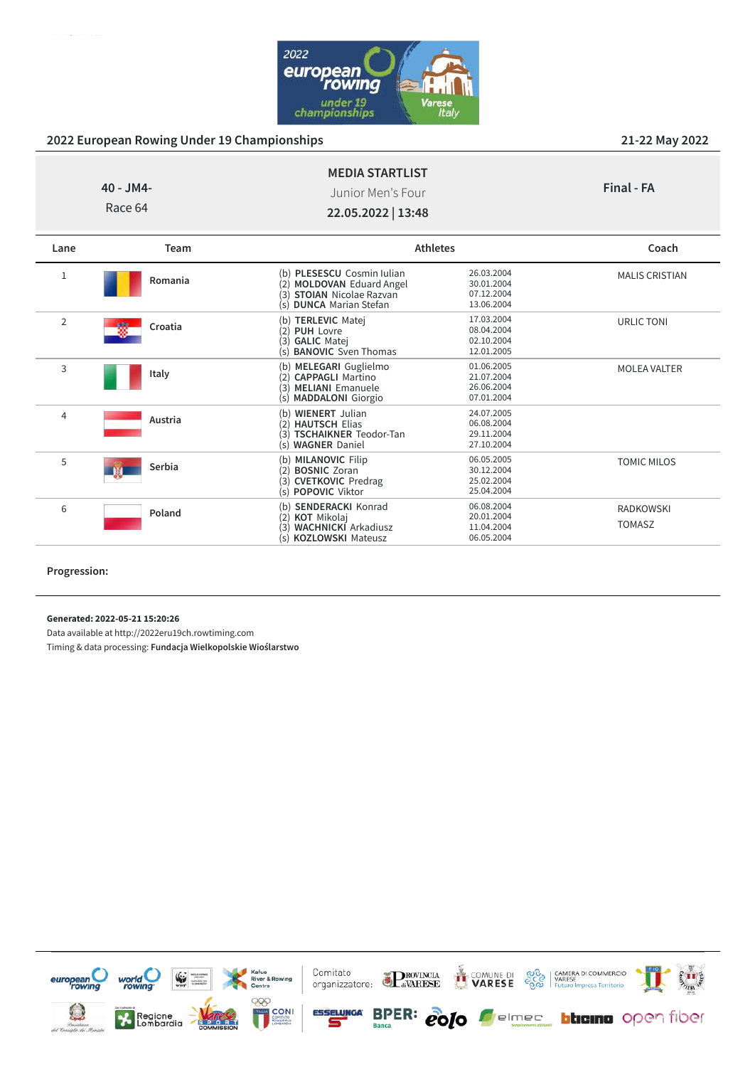## 2022 European Rowing Under 19 Championships

21-22 May 2022

**MEDIA STARTLIST**

**40 - JM4-**
Race 64

Junior Men's Four

**22.05.2022 | 13:48**

**Final - FA**

| Lane | Team | Athletes | | Coach |
|---|---|---|---|---|
| 1 | Romania | (b) **PLESESCU** Cosmin Iulian<br>(2) **MOLDOVAN** Eduard Angel<br>(3) **STOIAN** Nicolae Razvan<br>(s) **DUNCA** Marian Stefan | 26.03.2004<br>30.01.2004<br>07.12.2004<br>13.06.2004 | MALIS CRISTIAN |
| 2 | Croatia | (b) **TERLEVIC** Matej<br>(2) **PUH** Lovre<br>(3) **GALIC** Matej<br>(s) **BANOVIC** Sven Thomas | 17.03.2004<br>08.04.2004<br>02.10.2004<br>12.01.2005 | URLIC TONI |
| 3 | Italy | (b) **MELEGARI** Guglielmo<br>(2) **CAPPAGLI** Martino<br>(3) **MELIANI** Emanuele<br>(s) **MADDALONI** Giorgio | 01.06.2005<br>21.07.2004<br>26.06.2004<br>07.01.2004 | MOLEA VALTER |
| 4 | Austria | (b) **WIENERT** Julian<br>(2) **HAUTSCH** Elias<br>(3) **TSCHAIKNER** Teodor-Tan<br>(s) **WAGNER** Daniel | 24.07.2005<br>06.08.2004<br>29.11.2004<br>27.10.2004 | |
| 5 | Serbia | (b) **MILANOVIC** Filip<br>(2) **BOSNIC** Zoran<br>(3) **CVETKOVIC** Predrag<br>(s) **POPOVIC** Viktor | 06.05.2005<br>30.12.2004<br>25.02.2004<br>25.04.2004 | TOMIC MILOS |
| 6 | Poland | (b) **SENDERACKI** Konrad<br>(2) **KOT** Mikolaj<br>(3) **WACHNICKI** Arkadiusz<br>(s) **KOZLOWSKI** Mateusz | 06.08.2004<br>20.01.2004<br>11.04.2004<br>06.05.2004 | RADKOWSKI<br>TOMASZ |

**Progression:**

**Generated: 2022-05-21 15:20:26**
Data available at http://2022eru19ch.rowtiming.com
Timing & data processing: **Fundacja Wielkopolskie Wioślarstwo**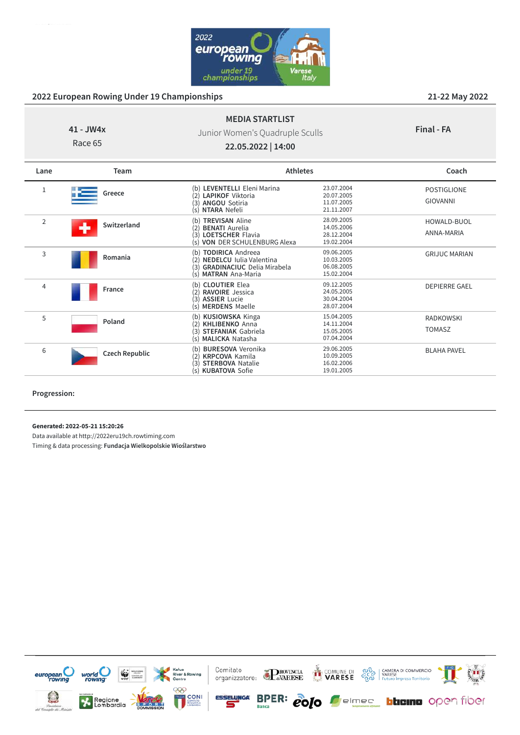**2022 European Rowing Under 19 Championships** — 21-22 May 2022

## MEDIA STARTLIST

**41 - JW4x**
Race 65

Junior Women's Quadruple Sculls

**22.05.2022 | 14:00**

**Final - FA**

| Lane | Team | Athletes | | Coach |
|---|---|---|---|---|
| 1 | Greece | (b) **LEVENTELLI** Eleni Marina<br>(2) **LAPIKOF** Viktoria<br>(3) **ANGOU** Sotiria<br>(s) **NTARA** Nefeli | 23.07.2004<br>20.07.2005<br>11.07.2005<br>21.11.2007 | POSTIGLIONE<br>GIOVANNI |
| 2 | Switzerland | (b) **TREVISAN** Aline<br>(2) **BENATI** Aurelia<br>(3) **LOETSCHER** Flavia<br>(s) **VON DER SCHULENBURG** Alexa | 28.09.2005<br>14.05.2006<br>28.12.2004<br>19.02.2004 | HOWALD-BUOL<br>ANNA-MARIA |
| 3 | Romania | (b) **TODIRICA** Andreea<br>(2) **NEDELCU** Iulia Valentina<br>(3) **GRADINACIUC** Delia Mirabela<br>(s) **MATRAN** Ana-Maria | 09.06.2005<br>10.03.2005<br>06.08.2005<br>15.02.2004 | GRIJUC MARIAN |
| 4 | France | (b) **CLOUTIER** Elea<br>(2) **RAVOIRE** Jessica<br>(3) **ASSIER** Lucie<br>(s) **MERDENS** Maelle | 09.12.2005<br>24.05.2005<br>30.04.2004<br>28.07.2004 | DEPIERRE GAEL |
| 5 | Poland | (b) **KUSIOWSKA** Kinga<br>(2) **KHLIBENKO** Anna<br>(3) **STEFANIAK** Gabriela<br>(s) **MALICKA** Natasha | 15.04.2005<br>14.11.2004<br>15.05.2005<br>07.04.2004 | RADKOWSKI<br>TOMASZ |
| 6 | Czech Republic | (b) **BURESOVA** Veronika<br>(2) **KRPCOVA** Kamila<br>(3) **STERBOVA** Natalie<br>(s) **KUBATOVA** Sofie | 29.06.2005<br>10.09.2005<br>16.02.2006<br>19.01.2005 | BLAHA PAVEL |

**Progression:**

**Generated: 2022-05-21 15:20:26**
Data available at http://2022eru19ch.rowtiming.com
Timing & data processing: **Fundacja Wielkopolskie Wioślarstwo**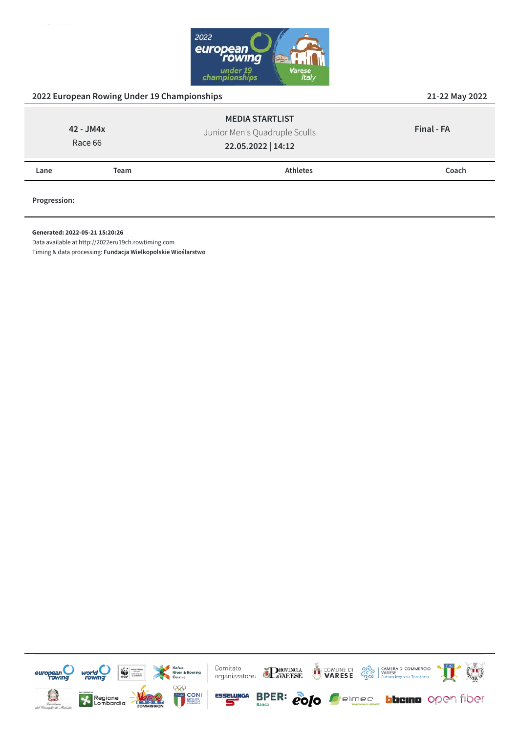2022 European Rowing Under 19 Championships — 21-22 May 2022

| 42 - JM4x<br>Race 66 | MEDIA STARTLIST<br>Junior Men's Quadruple Sculls<br>**22.05.2022 \| 14:12** | **Final - FA** |
|---|---|---|

| Lane | Team | Athletes | Coach |
|---|---|---|---|

**Progression:**

**Generated: 2022-05-21 15:20:26**
Data available at http://2022eru19ch.rowtiming.com
Timing & data processing: **Fundacja Wielkopolskie Wioślarstwo**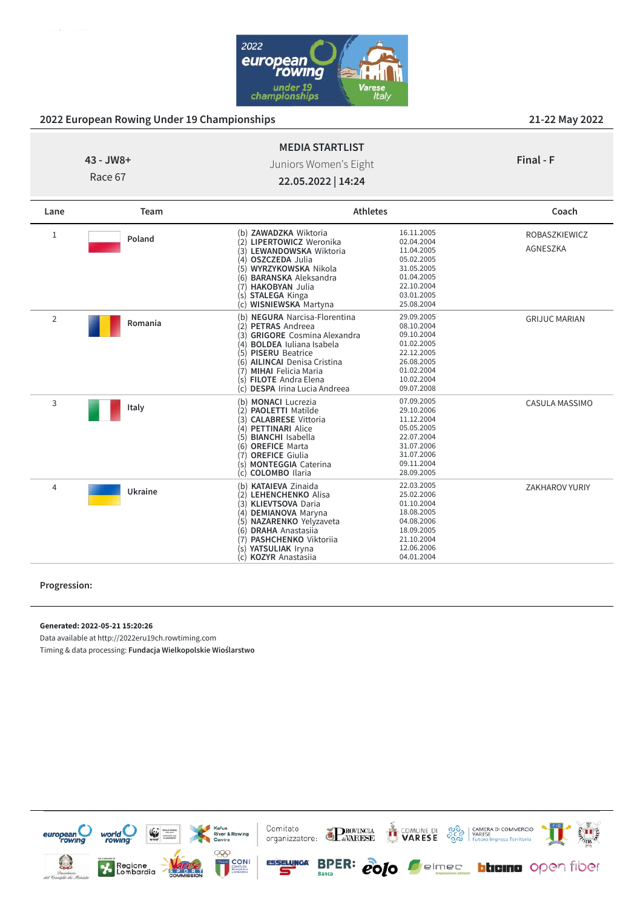## 2022 European Rowing Under 19 Championships

21-22 May 2022

43 - JW8+
Race 67

**MEDIA STARTLIST**
Juniors Women's Eight
**22.05.2022 | 14:24**

**Final - F**

| Lane | Team | Athletes | | Coach |
|---|---|---|---|---|
| 1 | Poland | (b) **ZAWADZKA** Wiktoria | 16.11.2005 | ROBASZKIEWICZ |
| | | (2) **LIPERTOWICZ** Weronika | 02.04.2004 | AGNESZKA |
| | | (3) **LEWANDOWSKA** Wiktoria | 11.04.2005 | |
| | | (4) **OSZCZEDA** Julia | 05.02.2005 | |
| | | (5) **WYRZYKOWSKA** Nikola | 31.05.2005 | |
| | | (6) **BARANSKA** Aleksandra | 01.04.2005 | |
| | | (7) **HAKOBYAN** Julia | 22.10.2004 | |
| | | (s) **STALEGA** Kinga | 03.01.2005 | |
| | | (c) **WISNIEWSKA** Martyna | 25.08.2004 | |
| 2 | Romania | (b) **NEGURA** Narcisa-Florentina | 29.09.2005 | GRIJUC MARIAN |
| | | (2) **PETRAS** Andreea | 08.10.2004 | |
| | | (3) **GRIGORE** Cosmina Alexandra | 09.10.2004 | |
| | | (4) **BOLDEA** Iuliana Isabela | 01.02.2005 | |
| | | (5) **PISERU** Beatrice | 22.12.2005 | |
| | | (6) **AILINCAI** Denisa Cristina | 26.08.2005 | |
| | | (7) **MIHAI** Felicia Maria | 01.02.2004 | |
| | | (s) **FILOTE** Andra Elena | 10.02.2004 | |
| | | (c) **DESPA** Irina Lucia Andreea | 09.07.2008 | |
| 3 | Italy | (b) **MONACI** Lucrezia | 07.09.2005 | CASULA MASSIMO |
| | | (2) **PAOLETTI** Matilde | 29.10.2006 | |
| | | (3) **CALABRESE** Vittoria | 11.12.2004 | |
| | | (4) **PETTINARI** Alice | 05.05.2005 | |
| | | (5) **BIANCHI** Isabella | 22.07.2004 | |
| | | (6) **OREFICE** Marta | 31.07.2006 | |
| | | (7) **OREFICE** Giulia | 31.07.2006 | |
| | | (s) **MONTEGGIA** Caterina | 09.11.2004 | |
| | | (c) **COLOMBO** Ilaria | 28.09.2005 | |
| 4 | Ukraine | (b) **KATAIEVA** Zinaida | 22.03.2005 | ZAKHAROV YURIY |
| | | (2) **LEHENCHENKO** Alisa | 25.02.2006 | |
| | | (3) **KLIEVTSOVA** Daria | 01.10.2004 | |
| | | (4) **DEMIANOVA** Maryna | 18.08.2005 | |
| | | (5) **NAZARENKO** Yelyzaveta | 04.08.2006 | |
| | | (6) **DRAHA** Anastasiia | 18.09.2005 | |
| | | (7) **PASHCHENKO** Viktoriia | 21.10.2004 | |
| | | (s) **YATSULIAK** Iryna | 12.06.2006 | |
| | | (c) **KOZYR** Anastasiia | 04.01.2004 | |

**Progression:**

**Generated: 2022-05-21 15:20:26**
Data available at http://2022eru19ch.rowtiming.com
Timing & data processing: **Fundacja Wielkopolskie Wioślarstwo**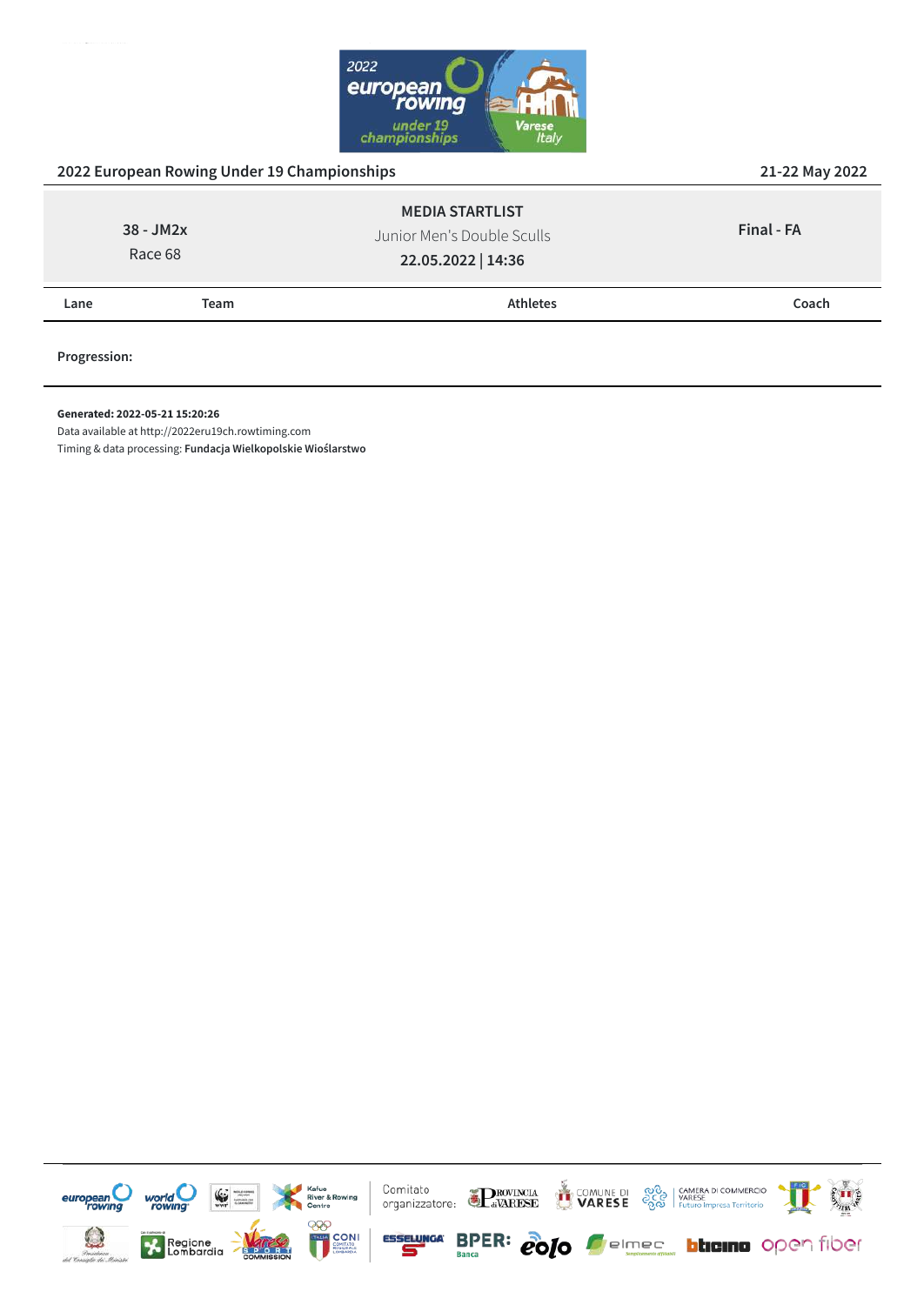2022 European Rowing Under 19 Championships

21-22 May 2022

| 38 - JM2x<br>Race 68 | **MEDIA STARTLIST**<br>Junior Men's Double Sculls<br>**22.05.2022 \| 14:36** | **Final - FA** |
|---|---|---|

| Lane | Team | Athletes | Coach |
|---|---|---|---|

**Progression:**

**Generated: 2022-05-21 15:20:26**
Data available at http://2022eru19ch.rowtiming.com
Timing & data processing: **Fundacja Wielkopolskie Wioślarstwo**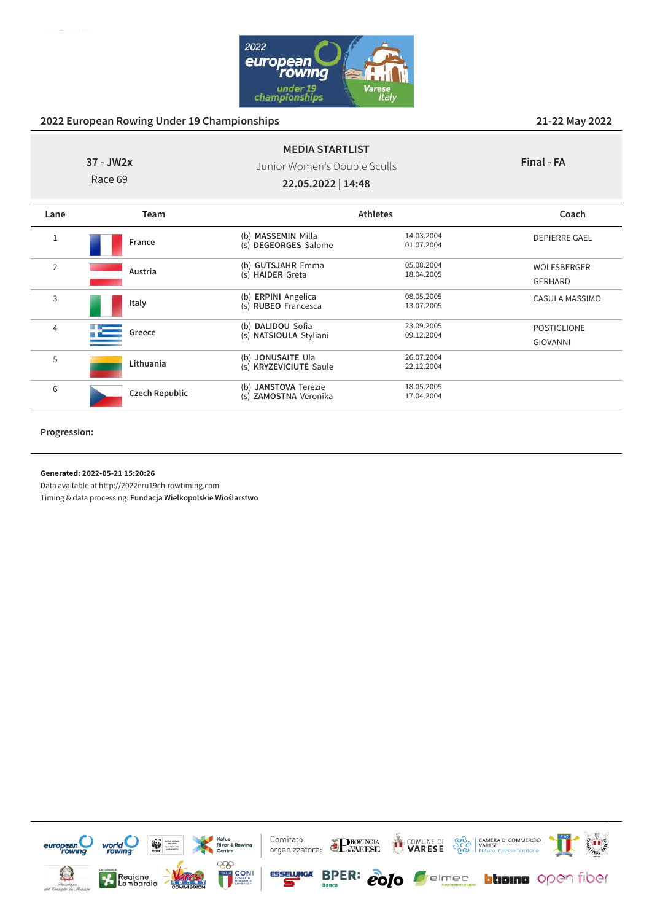## 2022 European Rowing Under 19 Championships

21-22 May 2022

**37 - JW2x**
Race 69

**MEDIA STARTLIST**
Junior Women's Double Sculls
**22.05.2022 | 14:48**

**Final - FA**

| Lane | Team | Athletes | | Coach |
|---|---|---|---|---|
| 1 | France | (b) **MASSEMIN** Milla<br>(s) **DEGEORGES** Salome | 14.03.2004<br>01.07.2004 | DEPIERRE GAEL |
| 2 | Austria | (b) **GUTSJAHR** Emma<br>(s) **HAIDER** Greta | 05.08.2004<br>18.04.2005 | WOLFSBERGER GERHARD |
| 3 | Italy | (b) **ERPINI** Angelica<br>(s) **RUBEO** Francesca | 08.05.2005<br>13.07.2005 | CASULA MASSIMO |
| 4 | Greece | (b) **DALIDOU** Sofia<br>(s) **NATSIOULA** Styliani | 23.09.2005<br>09.12.2004 | POSTIGLIONE GIOVANNI |
| 5 | Lithuania | (b) **JONUSAITE** Ula<br>(s) **KRYZEVICIUTE** Saule | 26.07.2004<br>22.12.2004 | |
| 6 | Czech Republic | (b) **JANSTOVA** Terezie<br>(s) **ZAMOSTNA** Veronika | 18.05.2005<br>17.04.2004 | |

**Progression:**

**Generated: 2022-05-21 15:20:26**
Data available at http://2022eru19ch.rowtiming.com
Timing & data processing: **Fundacja Wielkopolskie Wioślarstwo**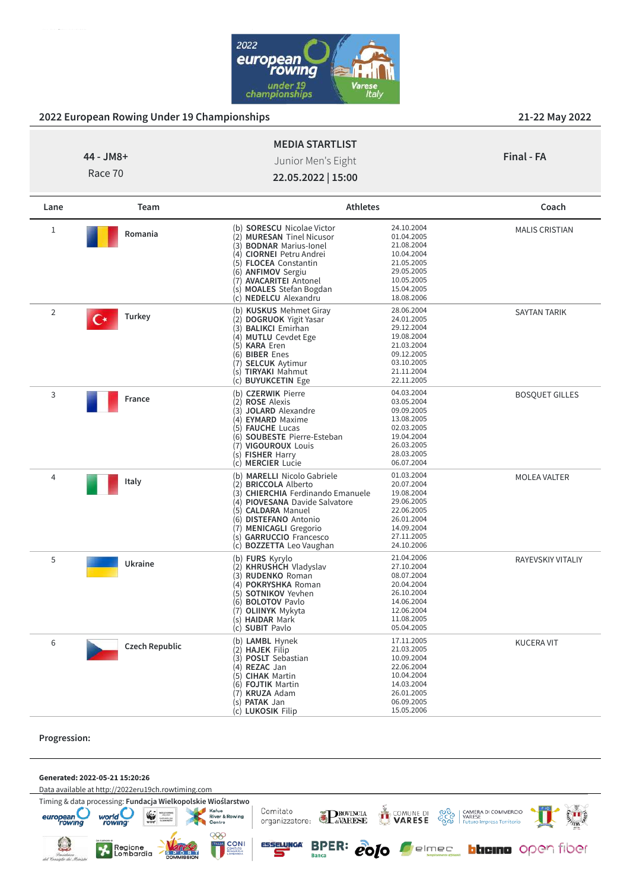2022 European Rowing Under 19 Championships

21-22 May 2022

| 44 - JM8+ Race 70 | MEDIA STARTLIST Junior Men's Eight 22.05.2022 \| 15:00 | Final - FA |
|---|---|---|

| Lane | Team | Athletes | | Coach |
|---|---|---|---|---|
| 1 | Romania | (b) **SORESCU** Nicolae Victor<br>(2) **MURESAN** Tinel Nicusor<br>(3) **BODNAR** Marius-Ionel<br>(4) **CIORNEI** Petru Andrei<br>(5) **FLOCEA** Constantin<br>(6) **ANFIMOV** Sergiu<br>(7) **AVACARITEI** Antonel<br>(s) **MOALES** Stefan Bogdan<br>(c) **NEDELCU** Alexandru | 24.10.2004<br>01.04.2005<br>21.08.2004<br>10.04.2004<br>21.05.2005<br>29.05.2005<br>10.05.2005<br>15.04.2005<br>18.08.2006 | MALIS CRISTIAN |
| 2 | Turkey | (b) **KUSKUS** Mehmet Giray<br>(2) **DOGRUOK** Yigit Yasar<br>(3) **BALIKCI** Emirhan<br>(4) **MUTLU** Cevdet Ege<br>(5) **KARA** Eren<br>(6) **BIBER** Enes<br>(7) **SELCUK** Aytimur<br>(s) **TIRYAKI** Mahmut<br>(c) **BUYUKCETIN** Ege | 28.06.2004<br>24.01.2005<br>29.12.2004<br>19.08.2004<br>21.03.2004<br>09.12.2005<br>03.10.2005<br>21.11.2004<br>22.11.2005 | SAYTAN TARIK |
| 3 | France | (b) **CZERWIK** Pierre<br>(2) **ROSE** Alexis<br>(3) **JOLARD** Alexandre<br>(4) **EYMARD** Maxime<br>(5) **FAUCHE** Lucas<br>(6) **SOUBESTE** Pierre-Esteban<br>(7) **VIGOUROUX** Louis<br>(s) **FISHER** Harry<br>(c) **MERCIER** Lucie | 04.03.2004<br>03.05.2004<br>09.09.2005<br>13.08.2005<br>02.03.2005<br>19.04.2004<br>26.03.2005<br>28.03.2005<br>06.07.2004 | BOSQUET GILLES |
| 4 | Italy | (b) **MARELLI** Nicolo Gabriele<br>(2) **BRICCOLA** Alberto<br>(3) **CHIERCHIA** Ferdinando Emanuele<br>(4) **PIOVESANA** Davide Salvatore<br>(5) **CALDARA** Manuel<br>(6) **DISTEFANO** Antonio<br>(7) **MENICAGLI** Gregorio<br>(s) **GARRUCCIO** Francesco<br>(c) **BOZZETTA** Leo Vaughan | 01.03.2004<br>20.07.2004<br>19.08.2004<br>29.06.2005<br>22.06.2005<br>26.01.2004<br>14.09.2004<br>27.11.2005<br>24.10.2006 | MOLEA VALTER |
| 5 | Ukraine | (b) **FURS** Kyrylo<br>(2) **KHRUSHCH** Vladyslav<br>(3) **RUDENKO** Roman<br>(4) **POKRYSHKA** Roman<br>(5) **SOTNIKOV** Yevhen<br>(6) **BOLOTOV** Pavlo<br>(7) **OLIINYK** Mykyta<br>(s) **HAIDAR** Mark<br>(c) **SUBIT** Pavlo | 21.04.2006<br>27.10.2004<br>08.07.2004<br>20.04.2004<br>26.10.2004<br>14.06.2004<br>12.06.2004<br>11.08.2005<br>05.04.2005 | RAYEVSKIY VITALIY |
| 6 | Czech Republic | (b) **LAMBL** Hynek<br>(2) **HAJEK** Filip<br>(3) **POSLT** Sebastian<br>(4) **REZAC** Jan<br>(5) **CIHAK** Martin<br>(6) **FOJTIK** Martin<br>(7) **KRUZA** Adam<br>(s) **PATAK** Jan<br>(c) **LUKOSIK** Filip | 17.11.2005<br>21.03.2005<br>10.09.2004<br>22.06.2004<br>10.04.2004<br>14.03.2004<br>26.01.2005<br>06.09.2005<br>15.05.2006 | KUCERA VIT |

**Progression:**

**Generated: 2022-05-21 15:20:26**

Data available at http://2022eru19ch.rowtiming.com

Timing & data processing: **Fundacja Wielkopolskie Wioślarstwo**

Comitato organizzatore: